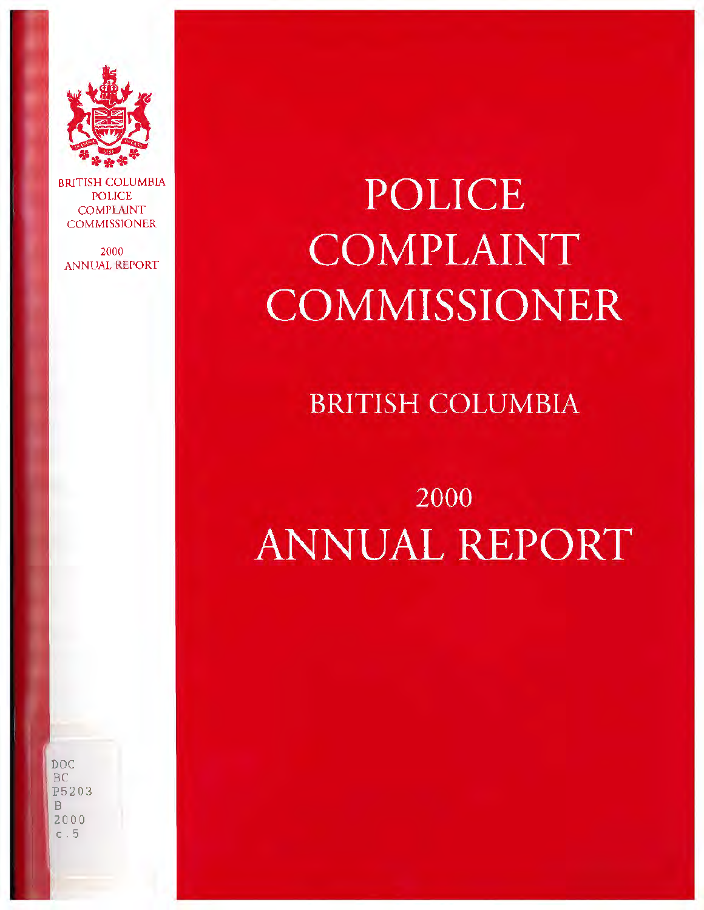BRITISH COLUMBIA
POLICE
COMPLAINT
COMMISSIONER

2000
ANNUAL REPORT

# POLICE COMPLAINT COMMISSIONER

## BRITISH COLUMBIA

## 2000
# ANNUAL REPORT

DOC
BC
P5203
B
2000
c.5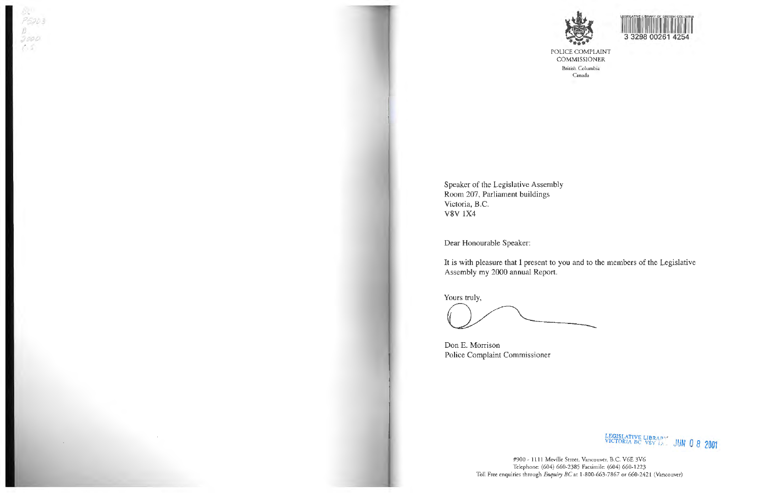POLICE COMPLAINT COMMISSIONER
British Columbia
Canada

Speaker of the Legislative Assembly
Room 207, Parliament buildings
Victoria, B.C.
V8V 1X4

Dear Honourable Speaker:

It is with pleasure that I present to you and to the members of the Legislative Assembly my 2000 annual Report.

Yours truly,

Don E. Morrison
Police Complaint Commissioner

#900 - 1111 Melville Street, Vancouver, B.C. V6E 3V6
Telephone: (604) 660-2385 Facsimile: (604) 660-1223
Toll Free enquiries through *Enquiry BC* at 1-800-663-7867 or 660-2421 (Vancouver)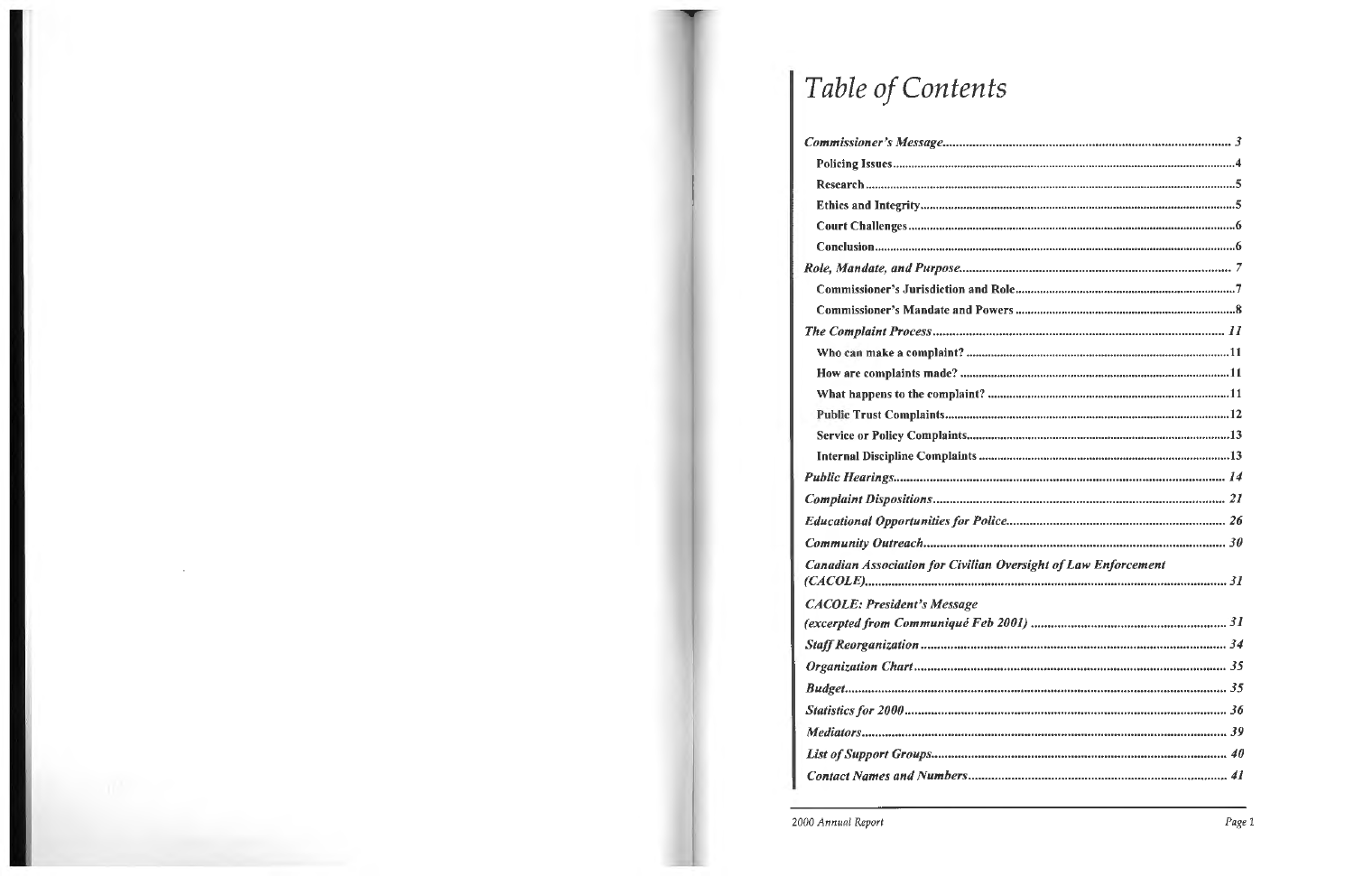# Table of Contents

| | |
|---|---|
| ***Commissioner's Message*** | ***3*** |
| **Policing Issues** | **4** |
| **Research** | **5** |
| **Ethics and Integrity** | **5** |
| **Court Challenges** | **6** |
| **Conclusion** | **6** |
| ***Role, Mandate, and Purpose*** | ***7*** |
| **Commissioner's Jurisdiction and Role** | **7** |
| **Commissioner's Mandate and Powers** | **8** |
| ***The Complaint Process*** | ***11*** |
| **Who can make a complaint?** | **11** |
| **How are complaints made?** | **11** |
| **What happens to the complaint?** | **11** |
| **Public Trust Complaints** | **12** |
| **Service or Policy Complaints** | **13** |
| **Internal Discipline Complaints** | **13** |
| ***Public Hearings*** | ***14*** |
| ***Complaint Dispositions*** | ***21*** |
| ***Educational Opportunities for Police*** | ***26*** |
| ***Community Outreach*** | ***30*** |
| ***Canadian Association for Civilian Oversight of Law Enforcement (CACOLE)*** | ***31*** |
| ***CACOLE: President's Message (excerpted from Communiqué Feb 2001)*** | ***31*** |
| ***Staff Reorganization*** | ***34*** |
| ***Organization Chart*** | ***35*** |
| ***Budget*** | ***35*** |
| ***Statistics for 2000*** | ***36*** |
| ***Mediators*** | ***39*** |
| ***List of Support Groups*** | ***40*** |
| ***Contact Names and Numbers*** | ***41*** |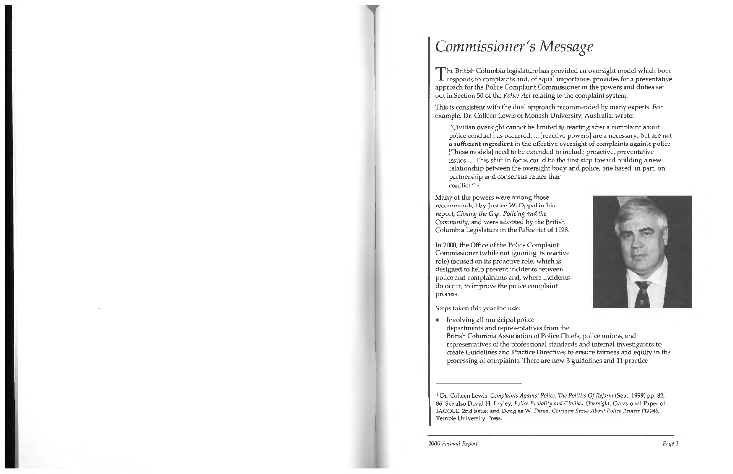# Commissioner's Message

The British Columbia legislature has provided an oversight model which both responds to complaints and, of equal importance, provides for a preventative approach for the Police Complaint Commissioner in the powers and duties set out in Section 50 of the *Police Act* relating to the complaint system.

This is consistent with the dual approach recommended by many experts. For example, Dr. Colleen Lewis of Monash University, Australia, wrote:

> "Civilian oversight cannot be limited to reacting after a complaint about police conduct has occurred. ... [reactive powers] are a necessary, but are not a sufficient ingredient in the effective oversight of complaints against police. [These models] need to be extended to include proactive, preventative issues. ... This shift in focus could be the first step toward building a new relationship between the oversight body and police, one based, in part, on partnership and consensus rather than conflict." [1]

Many of the powers were among those recommended by Justice W. Oppal in his report, *Closing the Gap: Policing and the Community*, and were adopted by the British Columbia Legislature in the *Police Act* of 1998.

In 2000, the Office of the Police Complaint Commissioner (while not ignoring its reactive role) focused on its proactive role, which is designed to help prevent incidents between police and complainants and, where incidents do occur, to improve the police complaint process.

Steps taken this year include:

- Involving all municipal police departments and representatives from the British Columbia Association of Police Chiefs, police unions, and representatives of the professional standards and internal investigators to create Guidelines and Practice Directives to ensure fairness and equity in the processing of complaints. There are now 3 guidelines and 11 practice

---

[1] Dr. Colleen Lewis, *Complaints Against Police: The Politics Of Reform* (Sept. 1999) pp. 82, 86. See also David H. Bayley, *Police Brutality and Civilian Oversight*, Occasional Paper of IACOLE, 2nd issue; and Douglas W. Perez, *Common Sense About Police Review* (1994), Temple University Press.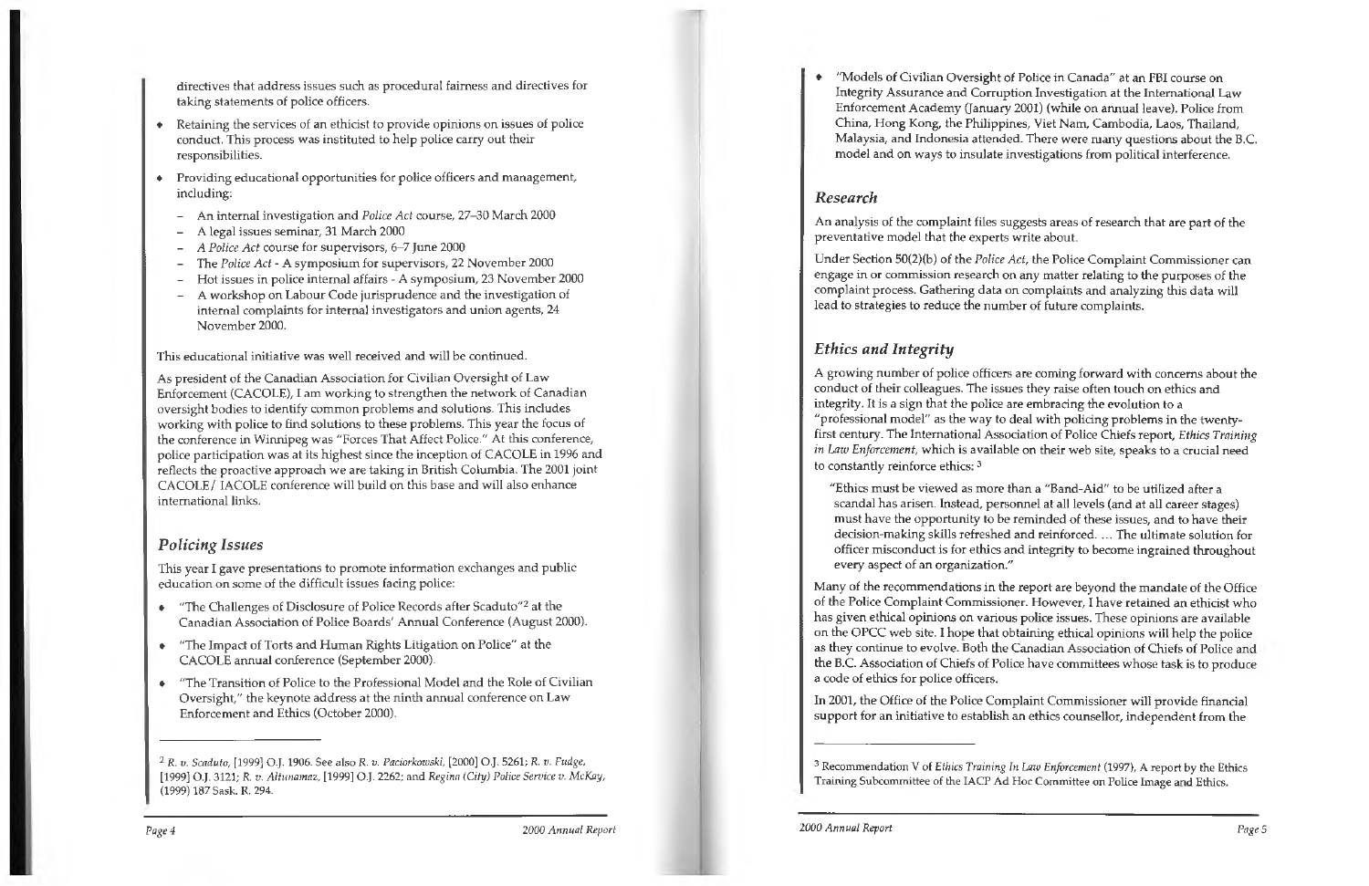directives that address issues such as procedural fairness and directives for taking statements of police officers.

- Retaining the services of an ethicist to provide opinions on issues of police conduct. This process was instituted to help police carry out their responsibilities.
- Providing educational opportunities for police officers and management, including:
  - An internal investigation and *Police Act* course, 27–30 March 2000
  - A legal issues seminar, 31 March 2000
  - *A Police Act* course for supervisors, 6–7 June 2000
  - The *Police Act* - A symposium for supervisors, 22 November 2000
  - Hot issues in police internal affairs - A symposium, 23 November 2000
  - A workshop on Labour Code jurisprudence and the investigation of internal complaints for internal investigators and union agents, 24 November 2000.

This educational initiative was well received and will be continued.

As president of the Canadian Association for Civilian Oversight of Law Enforcement (CACOLE), I am working to strengthen the network of Canadian oversight bodies to identify common problems and solutions. This includes working with police to find solutions to these problems. This year the focus of the conference in Winnipeg was "Forces That Affect Police." At this conference, police participation was at its highest since the inception of CACOLE in 1996 and reflects the proactive approach we are taking in British Columbia. The 2001 joint CACOLE/ IACOLE conference will build on this base and will also enhance international links.

## *Policing Issues*

This year I gave presentations to promote information exchanges and public education on some of the difficult issues facing police:

- "The Challenges of Disclosure of Police Records after Scaduto"[2] at the Canadian Association of Police Boards' Annual Conference (August 2000).
- "The Impact of Torts and Human Rights Litigation on Police" at the CACOLE annual conference (September 2000).
- "The Transition of Police to the Professional Model and the Role of Civilian Oversight," the keynote address at the ninth annual conference on Law Enforcement and Ethics (October 2000).
- "Models of Civilian Oversight of Police in Canada" at an FBI course on Integrity Assurance and Corruption Investigation at the International Law Enforcement Academy (January 2001) (while on annual leave). Police from China, Hong Kong, the Philippines, Viet Nam, Cambodia, Laos, Thailand, Malaysia, and Indonesia attended. There were many questions about the B.C. model and on ways to insulate investigations from political interference.

## *Research*

An analysis of the complaint files suggests areas of research that are part of the preventative model that the experts write about.

Under Section 50(2)(b) of the *Police Act*, the Police Complaint Commissioner can engage in or commission research on any matter relating to the purposes of the complaint process. Gathering data on complaints and analyzing this data will lead to strategies to reduce the number of future complaints.

## *Ethics and Integrity*

A growing number of police officers are coming forward with concerns about the conduct of their colleagues. The issues they raise often touch on ethics and integrity. It is a sign that the police are embracing the evolution to a "professional model" as the way to deal with policing problems in the twenty-first century. The International Association of Police Chiefs report, *Ethics Training in Law Enforcement*, which is available on their web site, speaks to a crucial need to constantly reinforce ethics: [3]

> "Ethics must be viewed as more than a "Band-Aid" to be utilized after a scandal has arisen. Instead, personnel at all levels (and at all career stages) must have the opportunity to be reminded of these issues, and to have their decision-making skills refreshed and reinforced. ... The ultimate solution for officer misconduct is for ethics and integrity to become ingrained throughout every aspect of an organization."

Many of the recommendations in the report are beyond the mandate of the Office of the Police Complaint Commissioner. However, I have retained an ethicist who has given ethical opinions on various police issues. These opinions are available on the OPCC web site. I hope that obtaining ethical opinions will help the police as they continue to evolve. Both the Canadian Association of Chiefs of Police and the B.C. Association of Chiefs of Police have committees whose task is to produce a code of ethics for police officers.

In 2001, the Office of the Police Complaint Commissioner will provide financial support for an initiative to establish an ethics counsellor, independent from the

---

[2] *R. v. Scaduto*, [1999] O.J. 1906. See also *R. v. Paciorkowski*, [2000] O.J. 5261; *R. v. Fudge*, [1999] O.J. 3121; *R. v. Altunamaz*, [1999] O.J. 2262; and *Regina (City) Police Service v. McKay*, (1999) 187 Sask. R. 294.

[3] Recommendation V of *Ethics Training In Law Enforcement* (1997), A report by the Ethics Training Subcommittee of the IACP Ad Hoc Committee on Police Image and Ethics.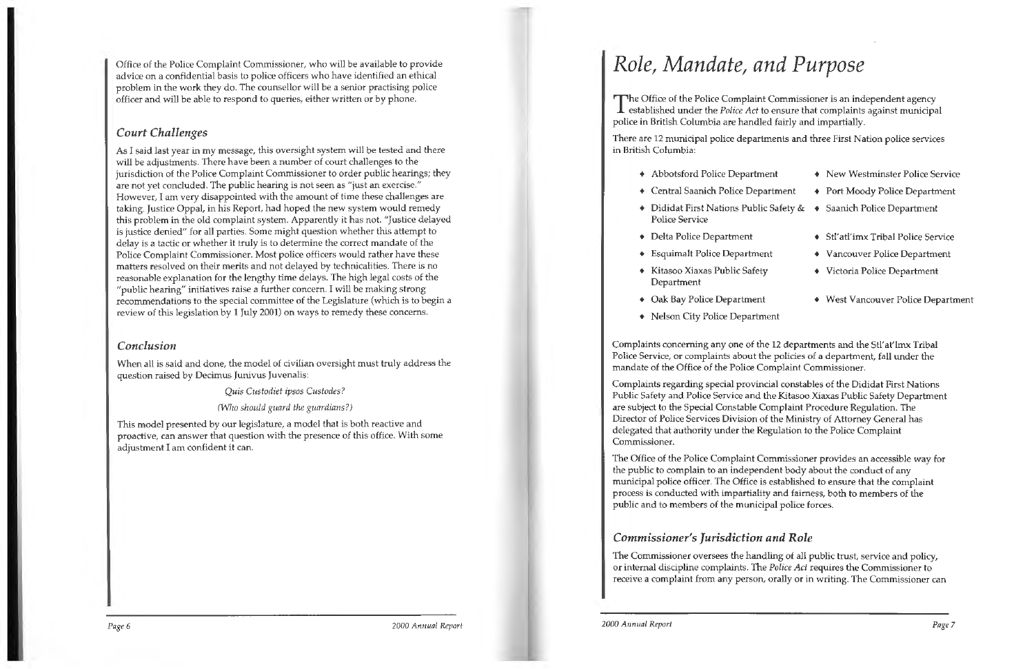Office of the Police Complaint Commissioner, who will be available to provide advice on a confidential basis to police officers who have identified an ethical problem in the work they do. The counsellor will be a senior practising police officer and will be able to respond to queries, either written or by phone.

### *Court Challenges*

As I said last year in my message, this oversight system will be tested and there will be adjustments. There have been a number of court challenges to the jurisdiction of the Police Complaint Commissioner to order public hearings; they are not yet concluded. The public hearing is not seen as "just an exercise." However, I am very disappointed with the amount of time these challenges are taking. Justice Oppal, in his Report, had hoped the new system would remedy this problem in the old complaint system. Apparently it has not. "Justice delayed is justice denied" for all parties. Some might question whether this attempt to delay is a tactic or whether it truly is to determine the correct mandate of the Police Complaint Commissioner. Most police officers would rather have these matters resolved on their merits and not delayed by technicalities. There is no reasonable explanation for the lengthy time delays. The high legal costs of the "public hearing" initiatives raise a further concern. I will be making strong recommendations to the special committee of the Legislature (which is to begin a review of this legislation by 1 July 2001) on ways to remedy these concerns.

### *Conclusion*

When all is said and done, the model of civilian oversight must truly address the question raised by Decimus Junivus Juvenalis:

*Quis Custodiet ipsos Custodes?*

*(Who should guard the guardians?)*

This model presented by our legislature, a model that is both reactive and proactive, can answer that question with the presence of this office. With some adjustment I am confident it can.

# *Role, Mandate, and Purpose*

The Office of the Police Complaint Commissioner is an independent agency established under the *Police Act* to ensure that complaints against municipal police in British Columbia are handled fairly and impartially.

There are 12 municipal police departments and three First Nation police services in British Columbia:

- Abbotsford Police Department
- Central Saanich Police Department
- Dididat First Nations Public Safety & Police Service
- Delta Police Department
- Esquimalt Police Department
- Kitasoo Xiaxas Public Safety Department
- Oak Bay Police Department
- Nelson City Police Department
- New Westminster Police Service
- Port Moody Police Department
- Saanich Police Department
- Stl'atl'imx Tribal Police Service
- Vancouver Police Department
- Victoria Police Department
- West Vancouver Police Department

Complaints concerning any one of the 12 departments and the Stl'at'lmx Tribal Police Service, or complaints about the policies of a department, fall under the mandate of the Office of the Police Complaint Commissioner.

Complaints regarding special provincial constables of the Dididat First Nations Public Safety and Police Service and the Kitasoo Xiaxas Public Safety Department are subject to the Special Constable Complaint Procedure Regulation. The Director of Police Services Division of the Ministry of Attorney General has delegated that authority under the Regulation to the Police Complaint Commissioner.

The Office of the Police Complaint Commissioner provides an accessible way for the public to complain to an independent body about the conduct of any municipal police officer. The Office is established to ensure that the complaint process is conducted with impartiality and fairness, both to members of the public and to members of the municipal police forces.

### *Commissioner's Jurisdiction and Role*

The Commissioner oversees the handling of all public trust, service and policy, or internal discipline complaints. The *Police Act* requires the Commissioner to receive a complaint from any person, orally or in writing. The Commissioner can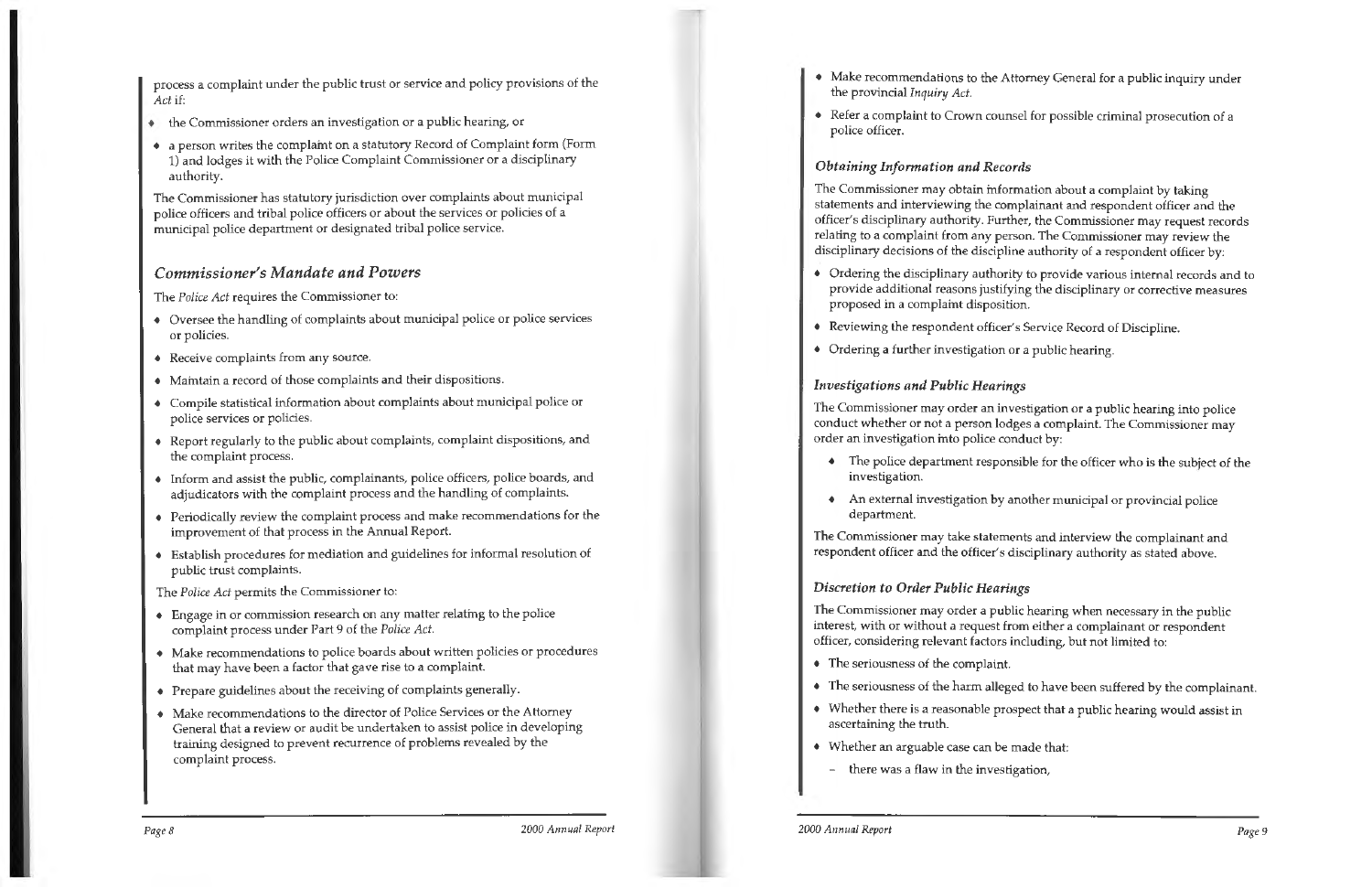process a complaint under the public trust or service and policy provisions of the *Act* if:

- the Commissioner orders an investigation or a public hearing, or
- a person writes the complaint on a statutory Record of Complaint form (Form 1) and lodges it with the Police Complaint Commissioner or a disciplinary authority.

The Commissioner has statutory jurisdiction over complaints about municipal police officers and tribal police officers or about the services or policies of a municipal police department or designated tribal police service.

## *Commissioner's Mandate and Powers*

The *Police Act* requires the Commissioner to:

- Oversee the handling of complaints about municipal police or police services or policies.
- Receive complaints from any source.
- Maintain a record of those complaints and their dispositions.
- Compile statistical information about complaints about municipal police or police services or policies.
- Report regularly to the public about complaints, complaint dispositions, and the complaint process.
- Inform and assist the public, complainants, police officers, police boards, and adjudicators with the complaint process and the handling of complaints.
- Periodically review the complaint process and make recommendations for the improvement of that process in the Annual Report.
- Establish procedures for mediation and guidelines for informal resolution of public trust complaints.

The *Police Act* permits the Commissioner to:

- Engage in or commission research on any matter relating to the police complaint process under Part 9 of the *Police Act*.
- Make recommendations to police boards about written policies or procedures that may have been a factor that gave rise to a complaint.
- Prepare guidelines about the receiving of complaints generally.
- Make recommendations to the director of Police Services or the Attorney General that a review or audit be undertaken to assist police in developing training designed to prevent recurrence of problems revealed by the complaint process.
- Make recommendations to the Attorney General for a public inquiry under the provincial *Inquiry Act*.
- Refer a complaint to Crown counsel for possible criminal prosecution of a police officer.

### *Obtaining Information and Records*

The Commissioner may obtain information about a complaint by taking statements and interviewing the complainant and respondent officer and the officer's disciplinary authority. Further, the Commissioner may request records relating to a complaint from any person. The Commissioner may review the disciplinary decisions of the discipline authority of a respondent officer by:

- Ordering the disciplinary authority to provide various internal records and to provide additional reasons justifying the disciplinary or corrective measures proposed in a complaint disposition.
- Reviewing the respondent officer's Service Record of Discipline.
- Ordering a further investigation or a public hearing.

### *Investigations and Public Hearings*

The Commissioner may order an investigation or a public hearing into police conduct whether or not a person lodges a complaint. The Commissioner may order an investigation into police conduct by:

- The police department responsible for the officer who is the subject of the investigation.
- An external investigation by another municipal or provincial police department.

The Commissioner may take statements and interview the complainant and respondent officer and the officer's disciplinary authority as stated above.

### *Discretion to Order Public Hearings*

The Commissioner may order a public hearing when necessary in the public interest, with or without a request from either a complainant or respondent officer, considering relevant factors including, but not limited to:

- The seriousness of the complaint.
- The seriousness of the harm alleged to have been suffered by the complainant.
- Whether there is a reasonable prospect that a public hearing would assist in ascertaining the truth.
- Whether an arguable case can be made that:
  - there was a flaw in the investigation,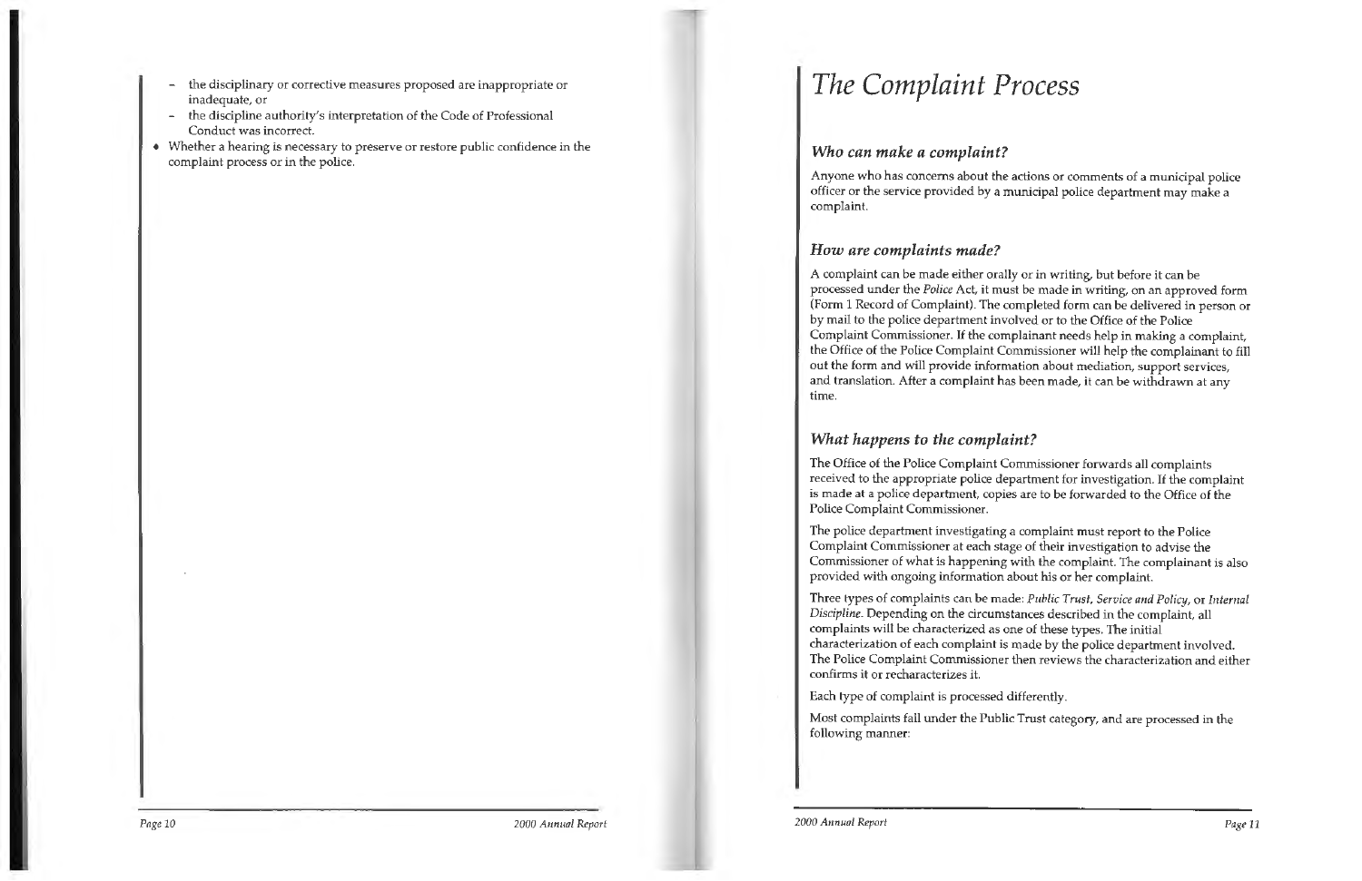- the disciplinary or corrective measures proposed are inappropriate or inadequate, or
- the discipline authority's interpretation of the Code of Professional Conduct was incorrect.

- Whether a hearing is necessary to preserve or restore public confidence in the complaint process or in the police.

# *The Complaint Process*

### *Who can make a complaint?*

Anyone who has concerns about the actions or comments of a municipal police officer or the service provided by a municipal police department may make a complaint.

### *How are complaints made?*

A complaint can be made either orally or in writing, but before it can be processed under the *Police* Act, it must be made in writing, on an approved form (Form 1 Record of Complaint). The completed form can be delivered in person or by mail to the police department involved or to the Office of the Police Complaint Commissioner. If the complainant needs help in making a complaint, the Office of the Police Complaint Commissioner will help the complainant to fill out the form and will provide information about mediation, support services, and translation. After a complaint has been made, it can be withdrawn at any time.

### *What happens to the complaint?*

The Office of the Police Complaint Commissioner forwards all complaints received to the appropriate police department for investigation. If the complaint is made at a police department, copies are to be forwarded to the Office of the Police Complaint Commissioner.

The police department investigating a complaint must report to the Police Complaint Commissioner at each stage of their investigation to advise the Commissioner of what is happening with the complaint. The complainant is also provided with ongoing information about his or her complaint.

Three types of complaints can be made: *Public Trust*, *Service and Policy*, or *Internal Discipline*. Depending on the circumstances described in the complaint, all complaints will be characterized as one of these types. The initial characterization of each complaint is made by the police department involved. The Police Complaint Commissioner then reviews the characterization and either confirms it or recharacterizes it.

Each type of complaint is processed differently.

Most complaints fall under the Public Trust category, and are processed in the following manner: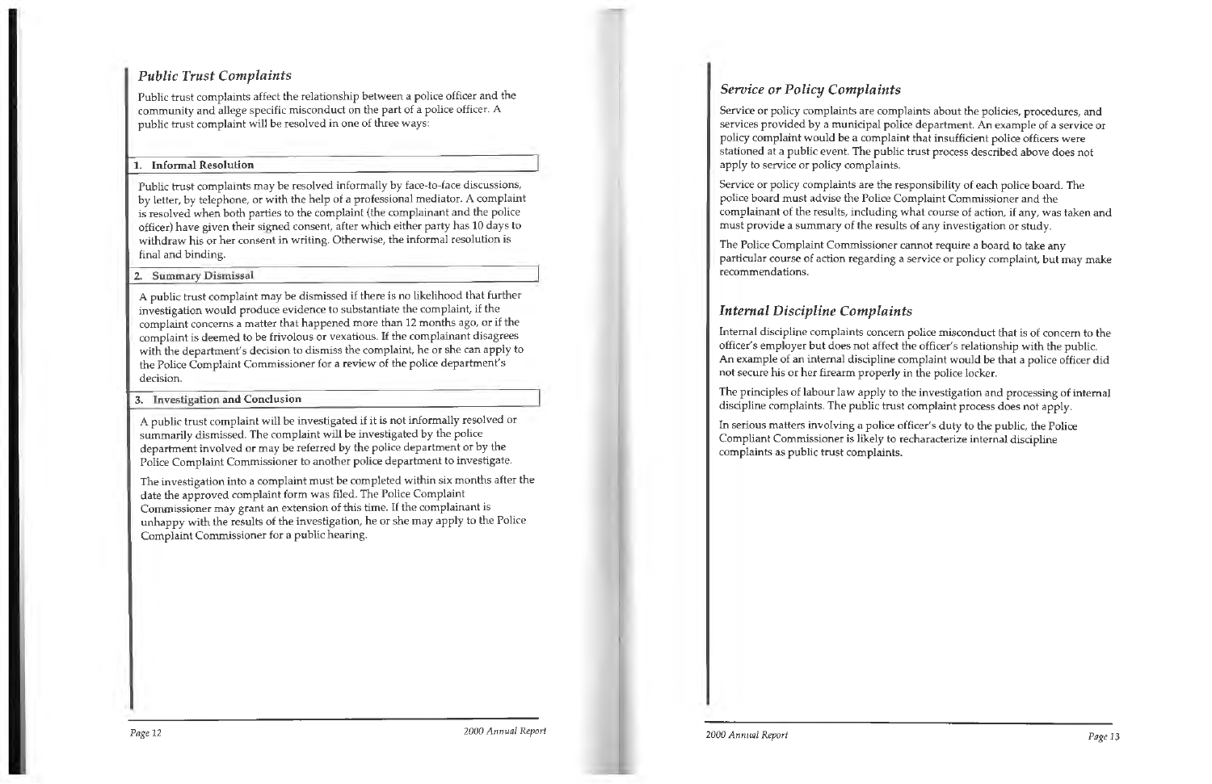## *Public Trust Complaints*

Public trust complaints affect the relationship between a police officer and the community and allege specific misconduct on the part of a police officer. A public trust complaint will be resolved in one of three ways:

### 1. Informal Resolution

Public trust complaints may be resolved informally by face-to-face discussions, by letter, by telephone, or with the help of a professional mediator. A complaint is resolved when both parties to the complaint (the complainant and the police officer) have given their signed consent, after which either party has 10 days to withdraw his or her consent in writing. Otherwise, the informal resolution is final and binding.

### 2. Summary Dismissal

A public trust complaint may be dismissed if there is no likelihood that further investigation would produce evidence to substantiate the complaint, if the complaint concerns a matter that happened more than 12 months ago, or if the complaint is deemed to be frivolous or vexatious. If the complainant disagrees with the department's decision to dismiss the complaint, he or she can apply to the Police Complaint Commissioner for a review of the police department's decision.

### 3. Investigation and Conclusion

A public trust complaint will be investigated if it is not informally resolved or summarily dismissed. The complaint will be investigated by the police department involved or may be referred by the police department or by the Police Complaint Commissioner to another police department to investigate.

The investigation into a complaint must be completed within six months after the date the approved complaint form was filed. The Police Complaint Commissioner may grant an extension of this time. If the complainant is unhappy with the results of the investigation, he or she may apply to the Police Complaint Commissioner for a public hearing.

## *Service or Policy Complaints*

Service or policy complaints are complaints about the policies, procedures, and services provided by a municipal police department. An example of a service or policy complaint would be a complaint that insufficient police officers were stationed at a public event. The public trust process described above does not apply to service or policy complaints.

Service or policy complaints are the responsibility of each police board. The police board must advise the Police Complaint Commissioner and the complainant of the results, including what course of action, if any, was taken and must provide a summary of the results of any investigation or study.

The Police Complaint Commissioner cannot require a board to take any particular course of action regarding a service or policy complaint, but may make recommendations.

## *Internal Discipline Complaints*

Internal discipline complaints concern police misconduct that is of concern to the officer's employer but does not affect the officer's relationship with the public. An example of an internal discipline complaint would be that a police officer did not secure his or her firearm properly in the police locker.

The principles of labour law apply to the investigation and processing of internal discipline complaints. The public trust complaint process does not apply.

In serious matters involving a police officer's duty to the public, the Police Compliant Commissioner is likely to recharacterize internal discipline complaints as public trust complaints.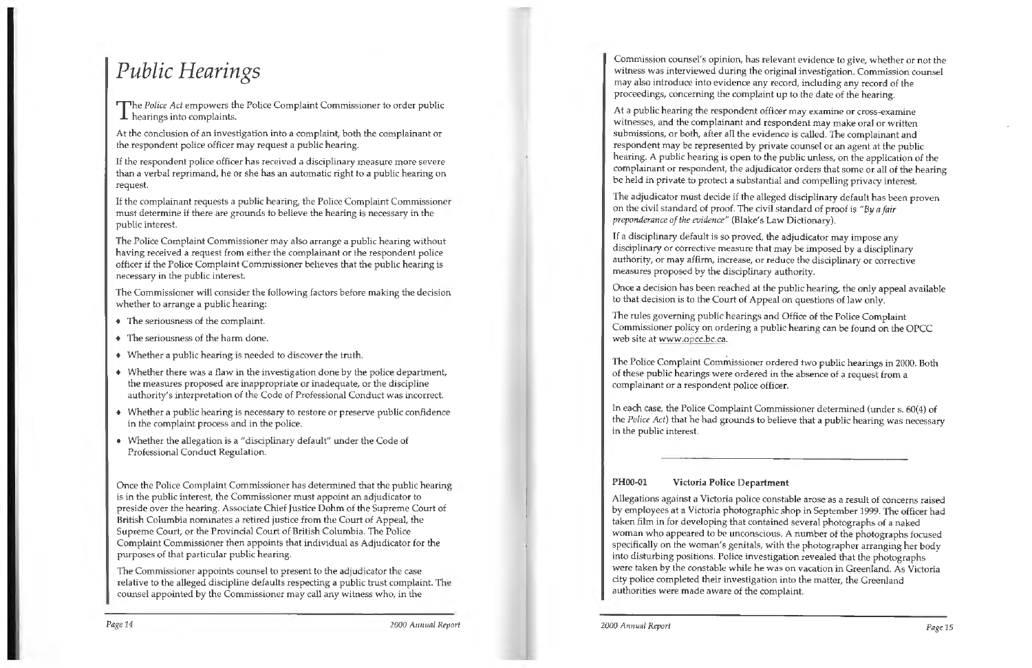# Public Hearings

The *Police Act* empowers the Police Complaint Commissioner to order public hearings into complaints.

At the conclusion of an investigation into a complaint, both the complainant or the respondent police officer may request a public hearing.

If the respondent police officer has received a disciplinary measure more severe than a verbal reprimand, he or she has an automatic right to a public hearing on request.

If the complainant requests a public hearing, the Police Complaint Commissioner must determine if there are grounds to believe the hearing is necessary in the public interest.

The Police Complaint Commissioner may also arrange a public hearing without having received a request from either the complainant or the respondent police officer if the Police Complaint Commissioner believes that the public hearing is necessary in the public interest.

The Commissioner will consider the following factors before making the decision whether to arrange a public hearing:

- The seriousness of the complaint.
- The seriousness of the harm done.
- Whether a public hearing is needed to discover the truth.
- Whether there was a flaw in the investigation done by the police department, the measures proposed are inappropriate or inadequate, or the discipline authority's interpretation of the Code of Professional Conduct was incorrect.
- Whether a public hearing is necessary to restore or preserve public confidence in the complaint process and in the police.
- Whether the allegation is a "disciplinary default" under the Code of Professional Conduct Regulation.

Once the Police Complaint Commissioner has determined that the public hearing is in the public interest, the Commissioner must appoint an adjudicator to preside over the hearing. Associate Chief Justice Dohm of the Supreme Court of British Columbia nominates a retired justice from the Court of Appeal, the Supreme Court, or the Provincial Court of British Columbia. The Police Complaint Commissioner then appoints that individual as Adjudicator for the purposes of that particular public hearing.

The Commissioner appoints counsel to present to the adjudicator the case relative to the alleged discipline defaults respecting a public trust complaint. The counsel appointed by the Commissioner may call any witness who, in the Commission counsel's opinion, has relevant evidence to give, whether or not the witness was interviewed during the original investigation. Commission counsel may also introduce into evidence any record, including any record of the proceedings, concerning the complaint up to the date of the hearing.

At a public hearing the respondent officer may examine or cross-examine witnesses, and the complainant and respondent may make oral or written submissions, or both, after all the evidence is called. The complainant and respondent may be represented by private counsel or an agent at the public hearing. A public hearing is open to the public unless, on the application of the complainant or respondent, the adjudicator orders that some or all of the hearing be held in private to protect a substantial and compelling privacy interest.

The adjudicator must decide if the alleged disciplinary default has been proven on the civil standard of proof. The civil standard of proof is *"By a fair preponderance of the evidence"* (Blake's Law Dictionary).

If a disciplinary default is so proved, the adjudicator may impose any disciplinary or corrective measure that may be imposed by a disciplinary authority, or may affirm, increase, or reduce the disciplinary or corrective measures proposed by the disciplinary authority.

Once a decision has been reached at the public hearing, the only appeal available to that decision is to the Court of Appeal on questions of law only.

The rules governing public hearings and Office of the Police Complaint Commissioner policy on ordering a public hearing can be found on the OPCC web site at www.opcc.bc.ca.

The Police Complaint Commissioner ordered two public hearings in 2000. Both of these public hearings were ordered in the absence of a request from a complainant or a respondent police officer.

In each case, the Police Complaint Commissioner determined (under s. 60(4) of the *Police Act*) that he had grounds to believe that a public hearing was necessary in the public interest.

---

**PH00-01 Victoria Police Department**

Allegations against a Victoria police constable arose as a result of concerns raised by employees at a Victoria photographic shop in September 1999. The officer had taken film in for developing that contained several photographs of a naked woman who appeared to be unconscious. A number of the photographs focused specifically on the woman's genitals, with the photographer arranging her body into disturbing positions. Police investigation revealed that the photographs were taken by the constable while he was on vacation in Greenland. As Victoria city police completed their investigation into the matter, the Greenland authorities were made aware of the complaint.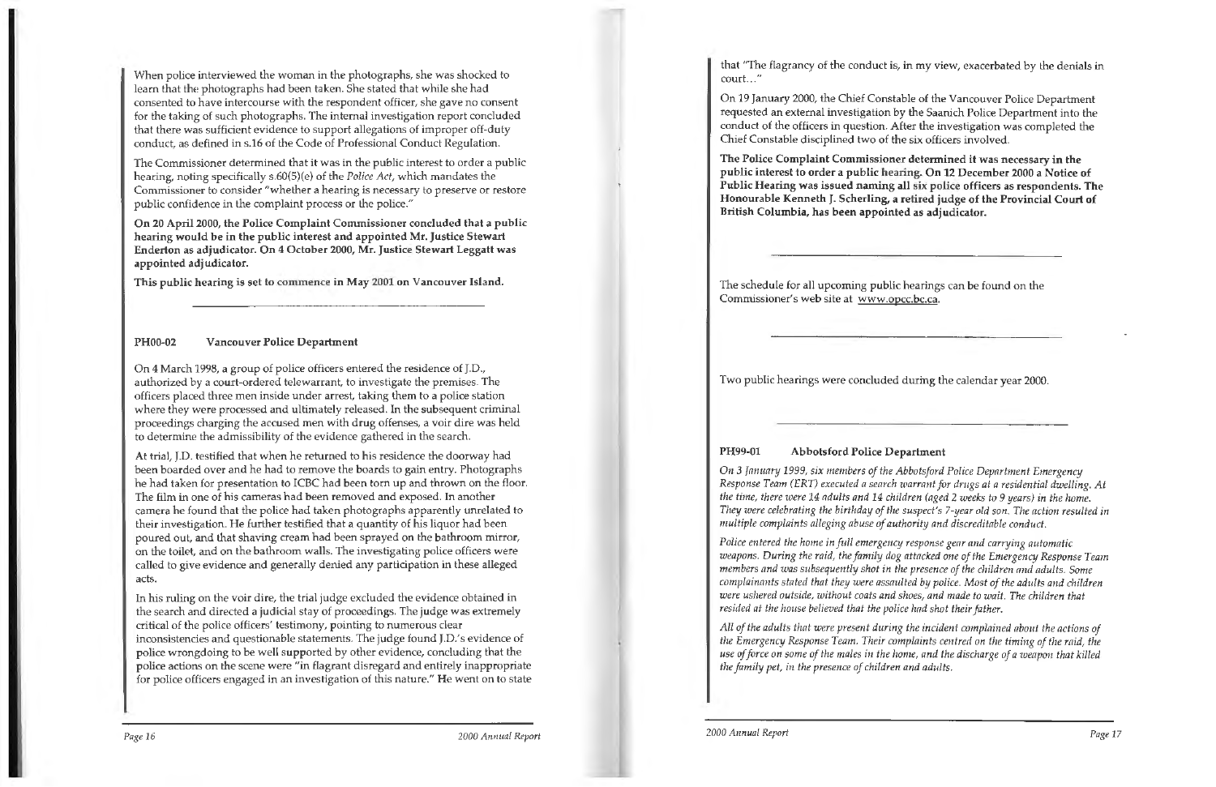When police interviewed the woman in the photographs, she was shocked to learn that the photographs had been taken. She stated that while she had consented to have intercourse with the respondent officer, she gave no consent for the taking of such photographs. The internal investigation report concluded that there was sufficient evidence to support allegations of improper off-duty conduct, as defined in s.16 of the Code of Professional Conduct Regulation.

The Commissioner determined that it was in the public interest to order a public hearing, noting specifically s.60(5)(e) of the *Police Act*, which mandates the Commissioner to consider "whether a hearing is necessary to preserve or restore public confidence in the complaint process or the police."

**On 20 April 2000, the Police Complaint Commissioner concluded that a public hearing would be in the public interest and appointed Mr. Justice Stewart Enderton as adjudicator. On 4 October 2000, Mr. Justice Stewart Leggatt was appointed adjudicator.**

**This public hearing is set to commence in May 2001 on Vancouver Island.**

---

### PH00-02 Vancouver Police Department

On 4 March 1998, a group of police officers entered the residence of J.D., authorized by a court-ordered telewarrant, to investigate the premises. The officers placed three men inside under arrest, taking them to a police station where they were processed and ultimately released. In the subsequent criminal proceedings charging the accused men with drug offenses, a voir dire was held to determine the admissibility of the evidence gathered in the search.

At trial, J.D. testified that when he returned to his residence the doorway had been boarded over and he had to remove the boards to gain entry. Photographs he had taken for presentation to ICBC had been torn up and thrown on the floor. The film in one of his cameras had been removed and exposed. In another camera he found that the police had taken photographs apparently unrelated to their investigation. He further testified that a quantity of his liquor had been poured out, and that shaving cream had been sprayed on the bathroom mirror, on the toilet, and on the bathroom walls. The investigating police officers were called to give evidence and generally denied any participation in these alleged acts.

In his ruling on the voir dire, the trial judge excluded the evidence obtained in the search and directed a judicial stay of proceedings. The judge was extremely critical of the police officers' testimony, pointing to numerous clear inconsistencies and questionable statements. The judge found J.D.'s evidence of police wrongdoing to be well supported by other evidence, concluding that the police actions on the scene were "in flagrant disregard and entirely inappropriate for police officers engaged in an investigation of this nature." He went on to state that "The flagrancy of the conduct is, in my view, exacerbated by the denials in court..."

On 19 January 2000, the Chief Constable of the Vancouver Police Department requested an external investigation by the Saanich Police Department into the conduct of the officers in question. After the investigation was completed the Chief Constable disciplined two of the six officers involved.

**The Police Complaint Commissioner determined it was necessary in the public interest to order a public hearing. On 12 December 2000 a Notice of Public Hearing was issued naming all six police officers as respondents. The Honourable Kenneth J. Scherling, a retired judge of the Provincial Court of British Columbia, has been appointed as adjudicator.**

---

The schedule for all upcoming public hearings can be found on the Commissioner's web site at www.opcc.bc.ca.

---

Two public hearings were concluded during the calendar year 2000.

---

### PH99-01 Abbotsford Police Department

*On 3 January 1999, six members of the Abbotsford Police Department Emergency Response Team (ERT) executed a search warrant for drugs at a residential dwelling. At the time, there were 14 adults and 14 children (aged 2 weeks to 9 years) in the home. They were celebrating the birthday of the suspect's 7-year old son. The action resulted in multiple complaints alleging abuse of authority and discreditable conduct.*

*Police entered the home in full emergency response gear and carrying automatic weapons. During the raid, the family dog attacked one of the Emergency Response Team members and was subsequently shot in the presence of the children and adults. Some complainants stated that they were assaulted by police. Most of the adults and children were ushered outside, without coats and shoes, and made to wait. The children that resided at the house believed that the police had shot their father.*

*All of the adults that were present during the incident complained about the actions of the Emergency Response Team. Their complaints centred on the timing of the raid, the use of force on some of the males in the home, and the discharge of a weapon that killed the family pet, in the presence of children and adults.*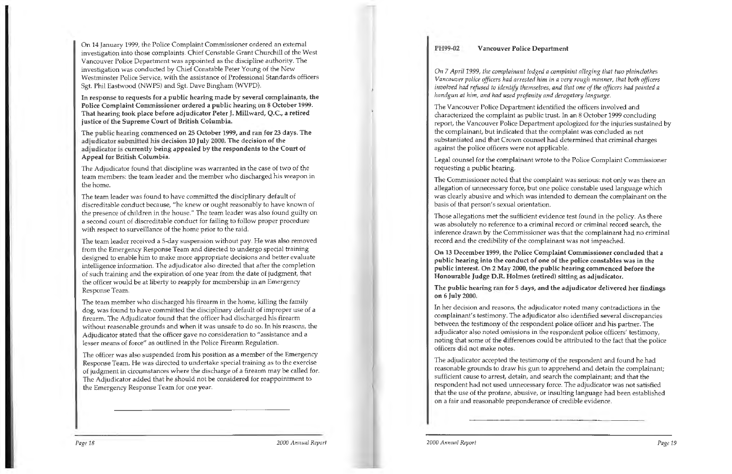On 14 January 1999, the Police Complaint Commissioner ordered an external investigation into those complaints. Chief Constable Grant Churchill of the West Vancouver Police Department was appointed as the discipline authority. The investigation was conducted by Chief Constable Peter Young of the New Westminster Police Service, with the assistance of Professional Standards officers Sgt. Phil Eastwood (NWPS) and Sgt. Dave Bingham (WVPD).

**In response to requests for a public hearing made by several complainants, the Police Complaint Commissioner ordered a public hearing on 8 October 1999. That hearing took place before adjudicator Peter J. Millward, Q.C., a retired justice of the Supreme Court of British Columbia.**

**The public hearing commenced on 25 October 1999, and ran for 23 days. The adjudicator submitted his decision 10 July 2000. The decision of the adjudicator is currently being appealed by the respondents to the Court of Appeal for British Columbia.**

The Adjudicator found that discipline was warranted in the case of two of the team members: the team leader and the member who discharged his weapon in the home.

The team leader was found to have committed the disciplinary default of discreditable conduct because, "he knew or ought reasonably to have known of the presence of children in the house." The team leader was also found guilty on a second count of discreditable conduct for failing to follow proper procedure with respect to surveillance of the home prior to the raid.

The team leader received a 5-day suspension without pay. He was also removed from the Emergency Response Team and directed to undergo special training designed to enable him to make more appropriate decisions and better evaluate intelligence information. The adjudicator also directed that after the completion of such training and the expiration of one year from the date of judgment, that the officer would be at liberty to reapply for membership in an Emergency Response Team.

The team member who discharged his firearm in the home, killing the family dog, was found to have committed the disciplinary default of improper use of a firearm. The Adjudicator found that the officer had discharged his firearm without reasonable grounds and when it was unsafe to do so. In his reasons, the Adjudicator stated that the officer gave no consideration to "assistance and a lesser means of force" as outlined in the Police Firearm Regulation.

The officer was also suspended from his position as a member of the Emergency Response Team. He was directed to undertake special training as to the exercise of judgment in circumstances where the discharge of a firearm may be called for. The Adjudicator added that he should not be considered for reappointment to the Emergency Response Team for one year.

---

### PH99-02 Vancouver Police Department

*On 7 April 1999, the complainant lodged a complaint alleging that two plainclothes Vancouver police officers had arrested him in a very rough manner, that both officers involved had refused to identify themselves, and that one of the officers had pointed a handgun at him, and had used profanity and derogatory language.*

The Vancouver Police Department identified the officers involved and characterized the complaint as public trust. In an 8 October 1999 concluding report, the Vancouver Police Department apologized for the injuries sustained by the complainant, but indicated that the complaint was concluded as not substantiated and that Crown counsel had determined that criminal charges against the police officers were not applicable.

Legal counsel for the complainant wrote to the Police Complaint Commissioner requesting a public hearing.

The Commissioner noted that the complaint was serious: not only was there an allegation of unnecessary force, but one police constable used language which was clearly abusive and which was intended to demean the complainant on the basis of that person's sexual orientation.

Those allegations met the sufficient evidence test found in the policy. As there was absolutely no reference to a criminal record or criminal record search, the inference drawn by the Commissioner was that the complainant had no criminal record and the credibility of the complainant was not impeached.

**On 13 December 1999, the Police Complaint Commissioner concluded that a public hearing into the conduct of one of the police constables was in the public interest. On 2 May 2000, the public hearing commenced before the Honourable Judge D.R. Holmes (retired) sitting as adjudicator.**

**The public hearing ran for 5 days, and the adjudicator delivered her findings on 6 July 2000.**

In her decision and reasons, the adjudicator noted many contradictions in the complainant's testimony. The adjudicator also identified several discrepancies between the testimony of the respondent police officer and his partner. The adjudicator also noted omissions in the respondent police officers' testimony, noting that some of the differences could be attributed to the fact that the police officers did not make notes.

The adjudicator accepted the testimony of the respondent and found he had reasonable grounds to draw his gun to apprehend and detain the complainant; sufficient cause to arrest, detain, and search the complainant; and that the respondent had not used unnecessary force. The adjudicator was not satisfied that the use of the profane, abusive, or insulting language had been established on a fair and reasonable preponderance of credible evidence.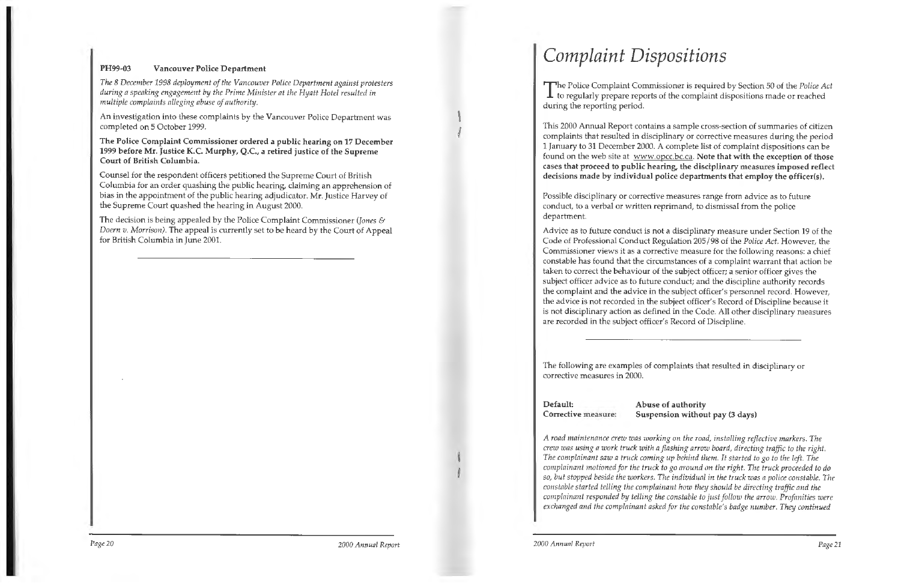**PH99-03 Vancouver Police Department**

*The 8 December 1998 deployment of the Vancouver Police Department against protesters during a speaking engagement by the Prime Minister at the Hyatt Hotel resulted in multiple complaints alleging abuse of authority.*

An investigation into these complaints by the Vancouver Police Department was completed on 5 October 1999.

**The Police Complaint Commissioner ordered a public hearing on 17 December 1999 before Mr. Justice K.C. Murphy, Q.C., a retired justice of the Supreme Court of British Columbia.**

Counsel for the respondent officers petitioned the Supreme Court of British Columbia for an order quashing the public hearing, claiming an apprehension of bias in the appointment of the public hearing adjudicator. Mr. Justice Harvey of the Supreme Court quashed the hearing in August 2000.

The decision is being appealed by the Police Complaint Commissioner (*Jones & Doern v. Morrison*). The appeal is currently set to be heard by the Court of Appeal for British Columbia in June 2001.

---

# Complaint Dispositions

The Police Complaint Commissioner is required by Section 50 of the *Police Act* to regularly prepare reports of the complaint dispositions made or reached during the reporting period.

This 2000 Annual Report contains a sample cross-section of summaries of citizen complaints that resulted in disciplinary or corrective measures during the period 1 January to 31 December 2000. A complete list of complaint dispositions can be found on the web site at www.opcc.bc.ca. **Note that with the exception of those cases that proceed to public hearing, the disciplinary measures imposed reflect decisions made by individual police departments that employ the officer(s).**

Possible disciplinary or corrective measures range from advice as to future conduct, to a verbal or written reprimand, to dismissal from the police department.

Advice as to future conduct is not a disciplinary measure under Section 19 of the Code of Professional Conduct Regulation 205/98 of the *Police Act*. However, the Commissioner views it as a corrective measure for the following reasons: a chief constable has found that the circumstances of a complaint warrant that action be taken to correct the behaviour of the subject officer; a senior officer gives the subject officer advice as to future conduct; and the discipline authority records the complaint and the advice in the subject officer's personnel record. However, the advice is not recorded in the subject officer's Record of Discipline because it is not disciplinary action as defined in the Code. All other disciplinary measures are recorded in the subject officer's Record of Discipline.

---

The following are examples of complaints that resulted in disciplinary or corrective measures in 2000.

**Default:** **Abuse of authority**
**Corrective measure:** **Suspension without pay (3 days)**

*A road maintenance crew was working on the road, installing reflective markers. The crew was using a work truck with a flashing arrow board, directing traffic to the right. The complainant saw a truck coming up behind them. It started to go to the left. The complainant motioned for the truck to go around on the right. The truck proceeded to do so, but stopped beside the workers. The individual in the truck was a police constable. The constable started telling the complainant how they should be directing traffic and the complainant responded by telling the constable to just follow the arrow. Profanities were exchanged and the complainant asked for the constable's badge number. They continued*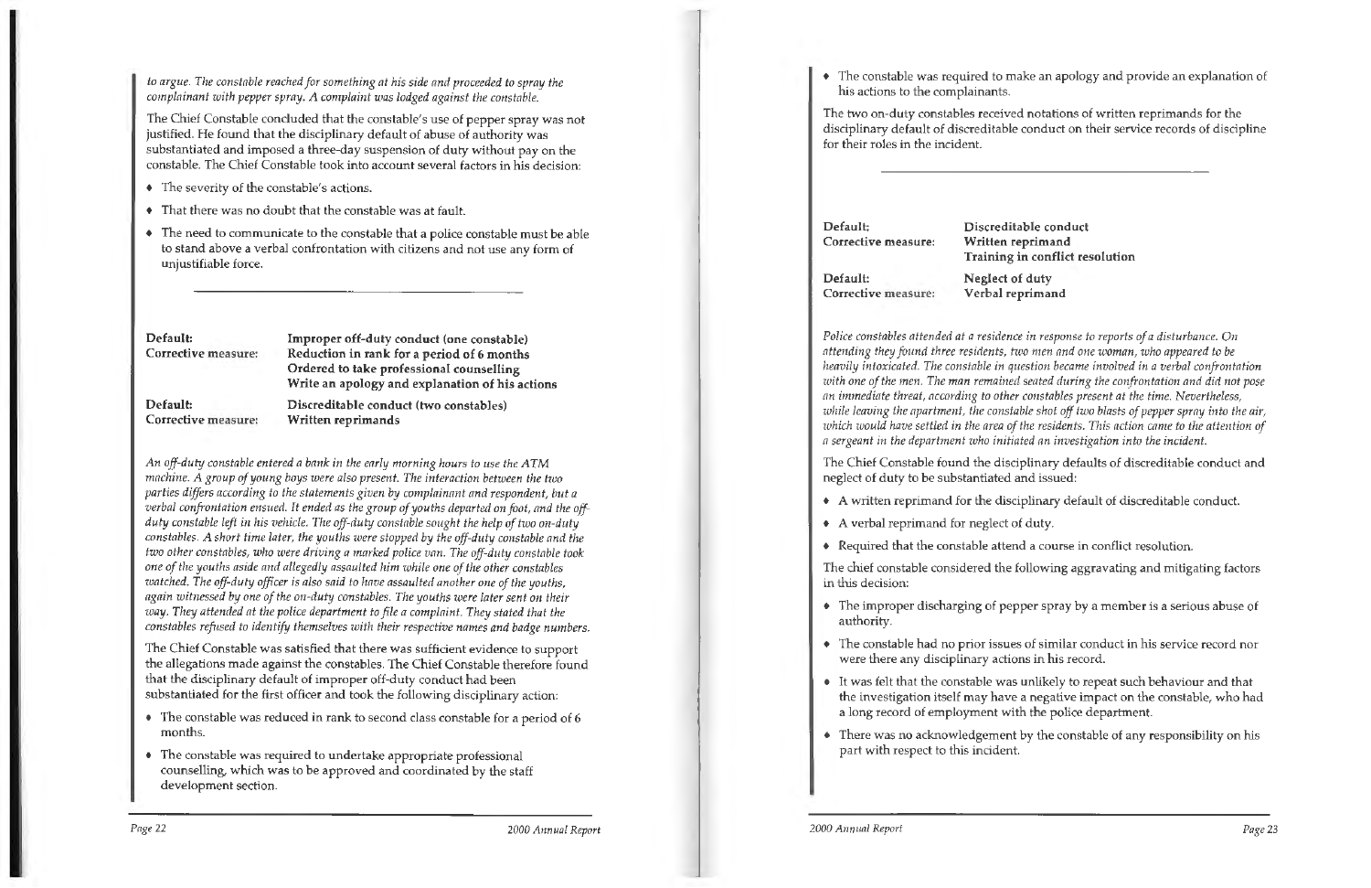*to argue. The constable reached for something at his side and proceeded to spray the complainant with pepper spray. A complaint was lodged against the constable.*

The Chief Constable concluded that the constable's use of pepper spray was not justified. He found that the disciplinary default of abuse of authority was substantiated and imposed a three-day suspension of duty without pay on the constable. The Chief Constable took into account several factors in his decision:

- The severity of the constable's actions.
- That there was no doubt that the constable was at fault.
- The need to communicate to the constable that a police constable must be able to stand above a verbal confrontation with citizens and not use any form of unjustifiable force.

---

| | |
|---|---|
| **Default:** | **Improper off-duty conduct (one constable)** |
| **Corrective measure:** | **Reduction in rank for a period of 6 months** |
| | **Ordered to take professional counselling** |
| | **Write an apology and explanation of his actions** |
| **Default:** | **Discreditable conduct (two constables)** |
| **Corrective measure:** | **Written reprimands** |

*An off-duty constable entered a bank in the early morning hours to use the ATM machine. A group of young boys were also present. The interaction between the two parties differs according to the statements given by complainant and respondent, but a verbal confrontation ensued. It ended as the group of youths departed on foot, and the off-duty constable left in his vehicle. The off-duty constable sought the help of two on-duty constables. A short time later, the youths were stopped by the off-duty constable and the two other constables, who were driving a marked police van. The off-duty constable took one of the youths aside and allegedly assaulted him while one of the other constables watched. The off-duty officer is also said to have assaulted another one of the youths, again witnessed by one of the on-duty constables. The youths were later sent on their way. They attended at the police department to file a complaint. They stated that the constables refused to identify themselves with their respective names and badge numbers.*

The Chief Constable was satisfied that there was sufficient evidence to support the allegations made against the constables. The Chief Constable therefore found that the disciplinary default of improper off-duty conduct had been substantiated for the first officer and took the following disciplinary action:

- The constable was reduced in rank to second class constable for a period of 6 months.
- The constable was required to undertake appropriate professional counselling, which was to be approved and coordinated by the staff development section.
- The constable was required to make an apology and provide an explanation of his actions to the complainants.

The two on-duty constables received notations of written reprimands for the disciplinary default of discreditable conduct on their service records of discipline for their roles in the incident.

---

| | |
|---|---|
| **Default:** | **Discreditable conduct** |
| **Corrective measure:** | **Written reprimand** |
| | **Training in conflict resolution** |
| **Default:** | **Neglect of duty** |
| **Corrective measure:** | **Verbal reprimand** |

*Police constables attended at a residence in response to reports of a disturbance. On attending they found three residents, two men and one woman, who appeared to be heavily intoxicated. The constable in question became involved in a verbal confrontation with one of the men. The man remained seated during the confrontation and did not pose an immediate threat, according to other constables present at the time. Nevertheless, while leaving the apartment, the constable shot off two blasts of pepper spray into the air, which would have settled in the area of the residents. This action came to the attention of a sergeant in the department who initiated an investigation into the incident.*

The Chief Constable found the disciplinary defaults of discreditable conduct and neglect of duty to be substantiated and issued:

- A written reprimand for the disciplinary default of discreditable conduct.
- A verbal reprimand for neglect of duty.
- Required that the constable attend a course in conflict resolution.

The chief constable considered the following aggravating and mitigating factors in this decision:

- The improper discharging of pepper spray by a member is a serious abuse of authority.
- The constable had no prior issues of similar conduct in his service record nor were there any disciplinary actions in his record.
- It was felt that the constable was unlikely to repeat such behaviour and that the investigation itself may have a negative impact on the constable, who had a long record of employment with the police department.
- There was no acknowledgement by the constable of any responsibility on his part with respect to this incident.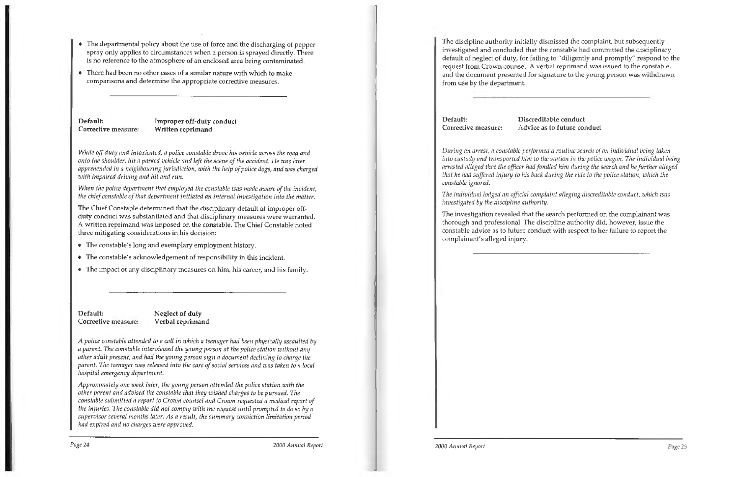- The departmental policy about the use of force and the discharging of pepper spray only applies to circumstances when a person is sprayed directly. There is no reference to the atmosphere of an enclosed area being contaminated.
- There had been no other cases of a similar nature with which to make comparisons and determine the appropriate corrective measures.

---

**Default:** **Improper off-duty conduct**
**Corrective measure:** **Written reprimand**

*While off-duty and intoxicated, a police constable drove his vehicle across the road and onto the shoulder, hit a parked vehicle and left the scene of the accident. He was later apprehended in a neighbouring jurisdiction, with the help of police dogs, and was charged with impaired driving and hit and run.*

*When the police department that employed the constable was made aware of the incident, the chief constable of that department initiated an internal investigation into the matter.*

The Chief Constable determined that the disciplinary default of improper off-duty conduct was substantiated and that disciplinary measures were warranted. A written reprimand was imposed on the constable. The Chief Constable noted three mitigating considerations in his decision:

- The constable's long and exemplary employment history.
- The constable's acknowledgement of responsibility in this incident.
- The impact of any disciplinary measures on him, his career, and his family.

---

**Default:** **Neglect of duty**
**Corrective measure:** **Verbal reprimand**

*A police constable attended to a call in which a teenager had been physically assaulted by a parent. The constable interviewed the young person at the police station without any other adult present, and had the young person sign a document declining to charge the parent. The teenager was released into the care of social services and was taken to a local hospital emergency department.*

*Approximately one week later, the young person attended the police station with the other parent and advised the constable that they wished charges to be pursued. The constable submitted a report to Crown counsel and Crown requested a medical report of the injuries. The constable did not comply with the request until prompted to do so by a supervisor several months later. As a result, the summary conviction limitation period had expired and no charges were approved.*

The discipline authority initially dismissed the complaint, but subsequently investigated and concluded that the constable had committed the disciplinary default of neglect of duty, for failing to "diligently and promptly" respond to the request from Crown counsel. A verbal reprimand was issued to the constable, and the document presented for signature to the young person was withdrawn from use by the department.

---

**Default:** **Discreditable conduct**
**Corrective measure:** **Advice as to future conduct**

*During an arrest, a constable performed a routine search of an individual being taken into custody and transported him to the station in the police wagon. The individual being arrested alleged that the officer had fondled him during the search and he further alleged that he had suffered injury to his back during the ride to the police station, which the constable ignored.*

*The individual lodged an official complaint alleging discreditable conduct, which was investigated by the discipline authority.*

The investigation revealed that the search performed on the complainant was thorough and professional. The discipline authority did, however, issue the constable advice as to future conduct with respect to her failure to report the complainant's alleged injury.

---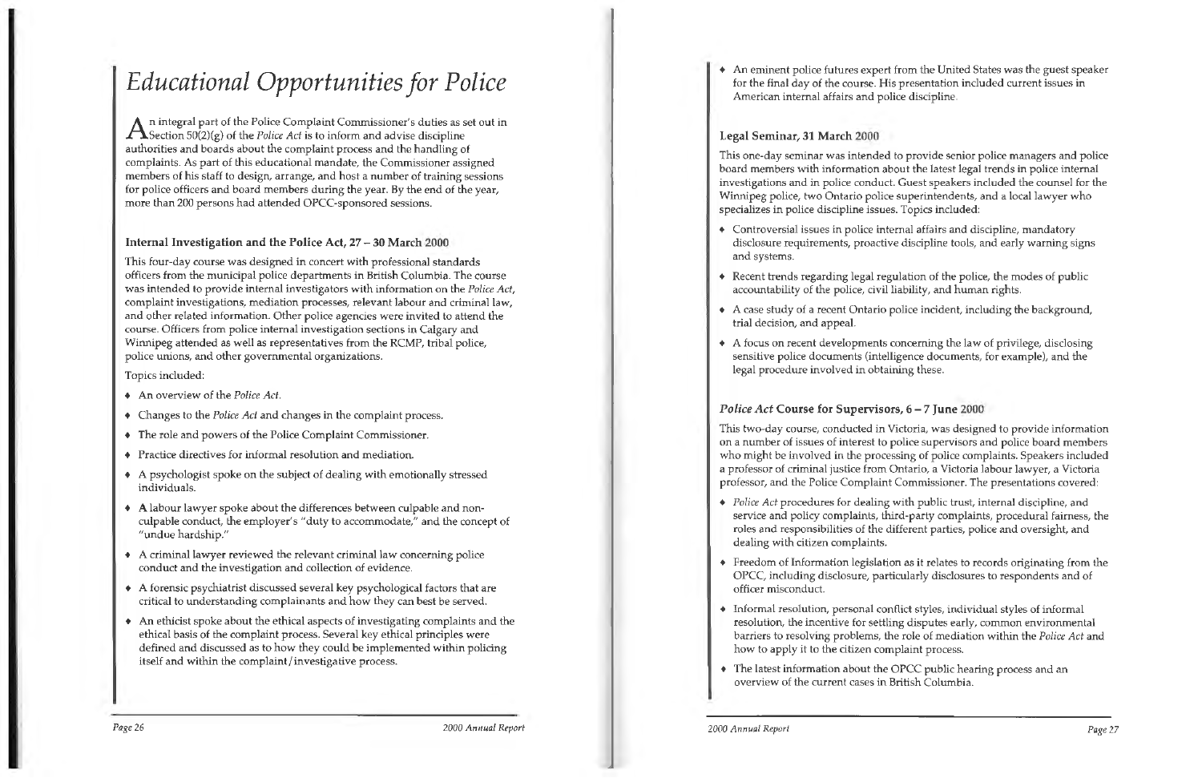# *Educational Opportunities for Police*

An integral part of the Police Complaint Commissioner's duties as set out in Section 50(2)(g) of the *Police Act* is to inform and advise discipline authorities and boards about the complaint process and the handling of complaints. As part of this educational mandate, the Commissioner assigned members of his staff to design, arrange, and host a number of training sessions for police officers and board members during the year. By the end of the year, more than 200 persons had attended OPCC-sponsored sessions.

### Internal Investigation and the Police Act, 27 – 30 March 2000

This four-day course was designed in concert with professional standards officers from the municipal police departments in British Columbia. The course was intended to provide internal investigators with information on the *Police Act*, complaint investigations, mediation processes, relevant labour and criminal law, and other related information. Other police agencies were invited to attend the course. Officers from police internal investigation sections in Calgary and Winnipeg attended as well as representatives from the RCMP, tribal police, police unions, and other governmental organizations.

Topics included:

- An overview of the *Police Act*.
- Changes to the *Police Act* and changes in the complaint process.
- The role and powers of the Police Complaint Commissioner.
- Practice directives for informal resolution and mediation.
- A psychologist spoke on the subject of dealing with emotionally stressed individuals.
- A labour lawyer spoke about the differences between culpable and non-culpable conduct, the employer's "duty to accommodate," and the concept of "undue hardship."
- A criminal lawyer reviewed the relevant criminal law concerning police conduct and the investigation and collection of evidence.
- A forensic psychiatrist discussed several key psychological factors that are critical to understanding complainants and how they can best be served.
- An ethicist spoke about the ethical aspects of investigating complaints and the ethical basis of the complaint process. Several key ethical principles were defined and discussed as to how they could be implemented within policing itself and within the complaint/investigative process.
- An eminent police futures expert from the United States was the guest speaker for the final day of the course. His presentation included current issues in American internal affairs and police discipline.

### Legal Seminar, 31 March 2000

This one-day seminar was intended to provide senior police managers and police board members with information about the latest legal trends in police internal investigations and in police conduct. Guest speakers included the counsel for the Winnipeg police, two Ontario police superintendents, and a local lawyer who specializes in police discipline issues. Topics included:

- Controversial issues in police internal affairs and discipline, mandatory disclosure requirements, proactive discipline tools, and early warning signs and systems.
- Recent trends regarding legal regulation of the police, the modes of public accountability of the police, civil liability, and human rights.
- A case study of a recent Ontario police incident, including the background, trial decision, and appeal.
- A focus on recent developments concerning the law of privilege, disclosing sensitive police documents (intelligence documents, for example), and the legal procedure involved in obtaining these.

### *Police Act* Course for Supervisors, 6 – 7 June 2000

This two-day course, conducted in Victoria, was designed to provide information on a number of issues of interest to police supervisors and police board members who might be involved in the processing of police complaints. Speakers included a professor of criminal justice from Ontario, a Victoria labour lawyer, a Victoria professor, and the Police Complaint Commissioner. The presentations covered:

- *Police Act* procedures for dealing with public trust, internal discipline, and service and policy complaints, third-party complaints, procedural fairness, the roles and responsibilities of the different parties, police and oversight, and dealing with citizen complaints.
- Freedom of Information legislation as it relates to records originating from the OPCC, including disclosure, particularly disclosures to respondents and of officer misconduct.
- Informal resolution, personal conflict styles, individual styles of informal resolution, the incentive for settling disputes early, common environmental barriers to resolving problems, the role of mediation within the *Police Act* and how to apply it to the citizen complaint process.
- The latest information about the OPCC public hearing process and an overview of the current cases in British Columbia.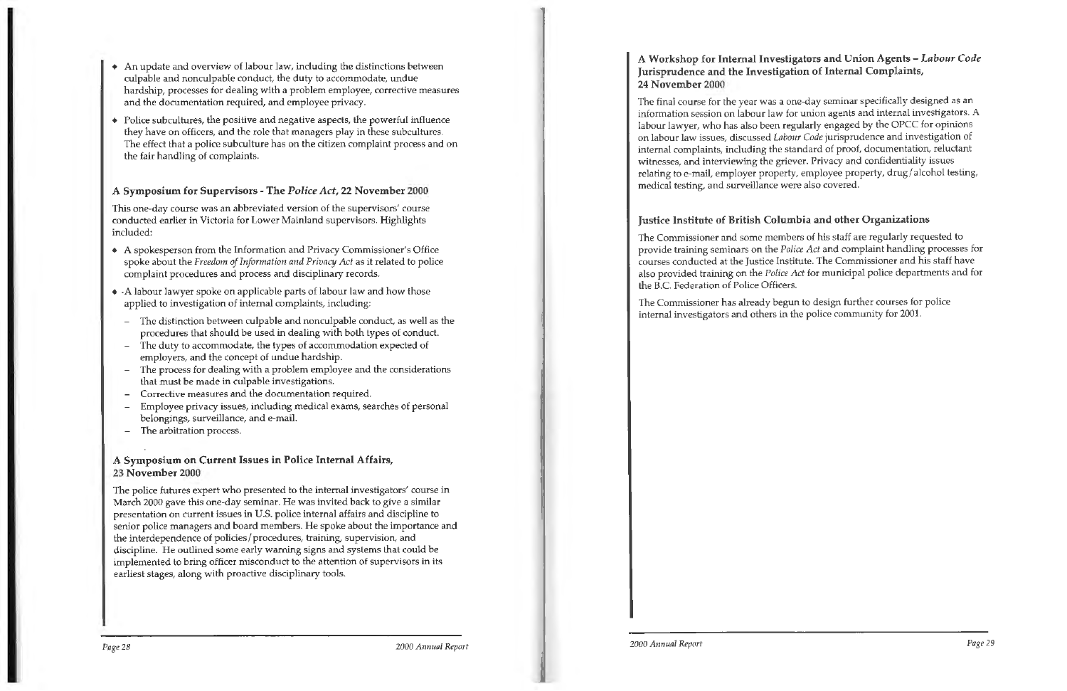- An update and overview of labour law, including the distinctions between culpable and nonculpable conduct, the duty to accommodate, undue hardship, processes for dealing with a problem employee, corrective measures and the documentation required, and employee privacy.
- Police subcultures, the positive and negative aspects, the powerful influence they have on officers, and the role that managers play in these subcultures. The effect that a police subculture has on the citizen complaint process and on the fair handling of complaints.

### A Symposium for Supervisors - The *Police Act*, 22 November 2000

This one-day course was an abbreviated version of the supervisors' course conducted earlier in Victoria for Lower Mainland supervisors. Highlights included:

- A spokesperson from the Information and Privacy Commissioner's Office spoke about the *Freedom of Information and Privacy Act* as it related to police complaint procedures and process and disciplinary records.
- -A labour lawyer spoke on applicable parts of labour law and how those applied to investigation of internal complaints, including:
  - The distinction between culpable and nonculpable conduct, as well as the procedures that should be used in dealing with both types of conduct.
  - The duty to accommodate, the types of accommodation expected of employers, and the concept of undue hardship.
  - The process for dealing with a problem employee and the considerations that must be made in culpable investigations.
  - Corrective measures and the documentation required.
  - Employee privacy issues, including medical exams, searches of personal belongings, surveillance, and e-mail.
  - The arbitration process.

### A Symposium on Current Issues in Police Internal Affairs, 23 November 2000

The police futures expert who presented to the internal investigators' course in March 2000 gave this one-day seminar. He was invited back to give a similar presentation on current issues in U.S. police internal affairs and discipline to senior police managers and board members. He spoke about the importance and the interdependence of policies/procedures, training, supervision, and discipline. He outlined some early warning signs and systems that could be implemented to bring officer misconduct to the attention of supervisors in its earliest stages, along with proactive disciplinary tools.

### A Workshop for Internal Investigators and Union Agents – *Labour Code* Jurisprudence and the Investigation of Internal Complaints, 24 November 2000

The final course for the year was a one-day seminar specifically designed as an information session on labour law for union agents and internal investigators. A labour lawyer, who has also been regularly engaged by the OPCC for opinions on labour law issues, discussed *Labour Code* jurisprudence and investigation of internal complaints, including the standard of proof, documentation, reluctant witnesses, and interviewing the griever. Privacy and confidentiality issues relating to e-mail, employer property, employee property, drug/alcohol testing, medical testing, and surveillance were also covered.

### Justice Institute of British Columbia and other Organizations

The Commissioner and some members of his staff are regularly requested to provide training seminars on the *Police Act* and complaint handling processes for courses conducted at the Justice Institute. The Commissioner and his staff have also provided training on the *Police Act* for municipal police departments and for the B.C. Federation of Police Officers.

The Commissioner has already begun to design further courses for police internal investigators and others in the police community for 2001.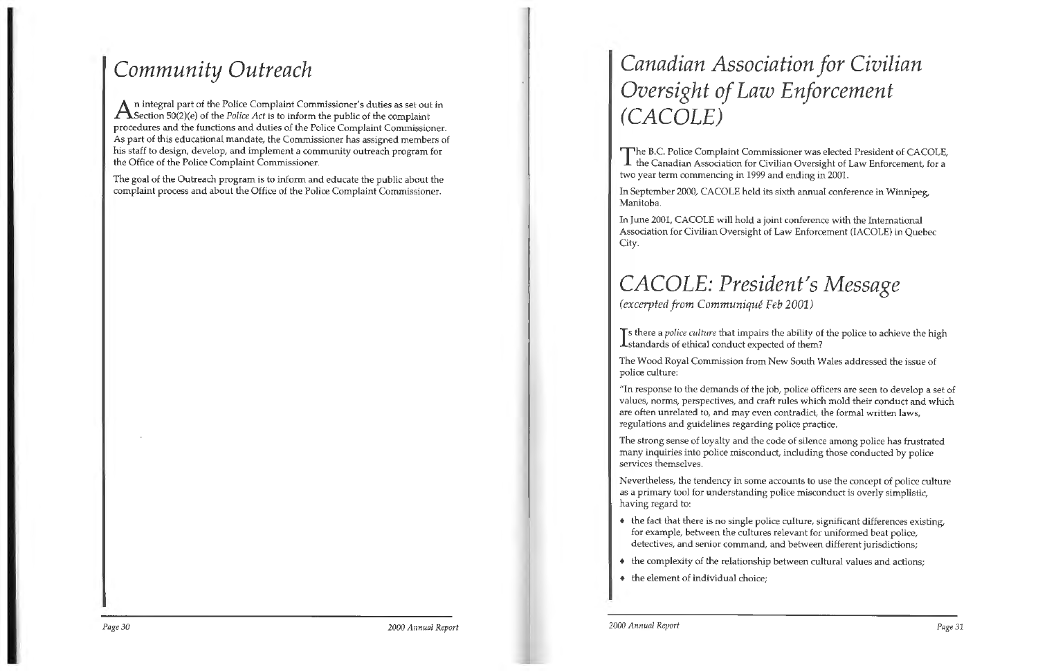# Community Outreach

An integral part of the Police Complaint Commissioner's duties as set out in Section 50(2)(e) of the *Police Act* is to inform the public of the complaint procedures and the functions and duties of the Police Complaint Commissioner. As part of this educational mandate, the Commissioner has assigned members of his staff to design, develop, and implement a community outreach program for the Office of the Police Complaint Commissioner.

The goal of the Outreach program is to inform and educate the public about the complaint process and about the Office of the Police Complaint Commissioner.

# Canadian Association for Civilian Oversight of Law Enforcement (CACOLE)

The B.C. Police Complaint Commissioner was elected President of CACOLE, the Canadian Association for Civilian Oversight of Law Enforcement, for a two year term commencing in 1999 and ending in 2001.

In September 2000, CACOLE held its sixth annual conference in Winnipeg, Manitoba.

In June 2001, CACOLE will hold a joint conference with the International Association for Civilian Oversight of Law Enforcement (IACOLE) in Quebec City.

# CACOLE: President's Message

*(excerpted from Communiqué Feb 2001)*

Is there a *police culture* that impairs the ability of the police to achieve the high standards of ethical conduct expected of them?

The Wood Royal Commission from New South Wales addressed the issue of police culture:

"In response to the demands of the job, police officers are seen to develop a set of values, norms, perspectives, and craft rules which mold their conduct and which are often unrelated to, and may even contradict, the formal written laws, regulations and guidelines regarding police practice.

The strong sense of loyalty and the code of silence among police has frustrated many inquiries into police misconduct, including those conducted by police services themselves.

Nevertheless, the tendency in some accounts to use the concept of police culture as a primary tool for understanding police misconduct is overly simplistic, having regard to:

- the fact that there is no single police culture, significant differences existing, for example, between the cultures relevant for uniformed beat police, detectives, and senior command, and between different jurisdictions;
- the complexity of the relationship between cultural values and actions;
- the element of individual choice;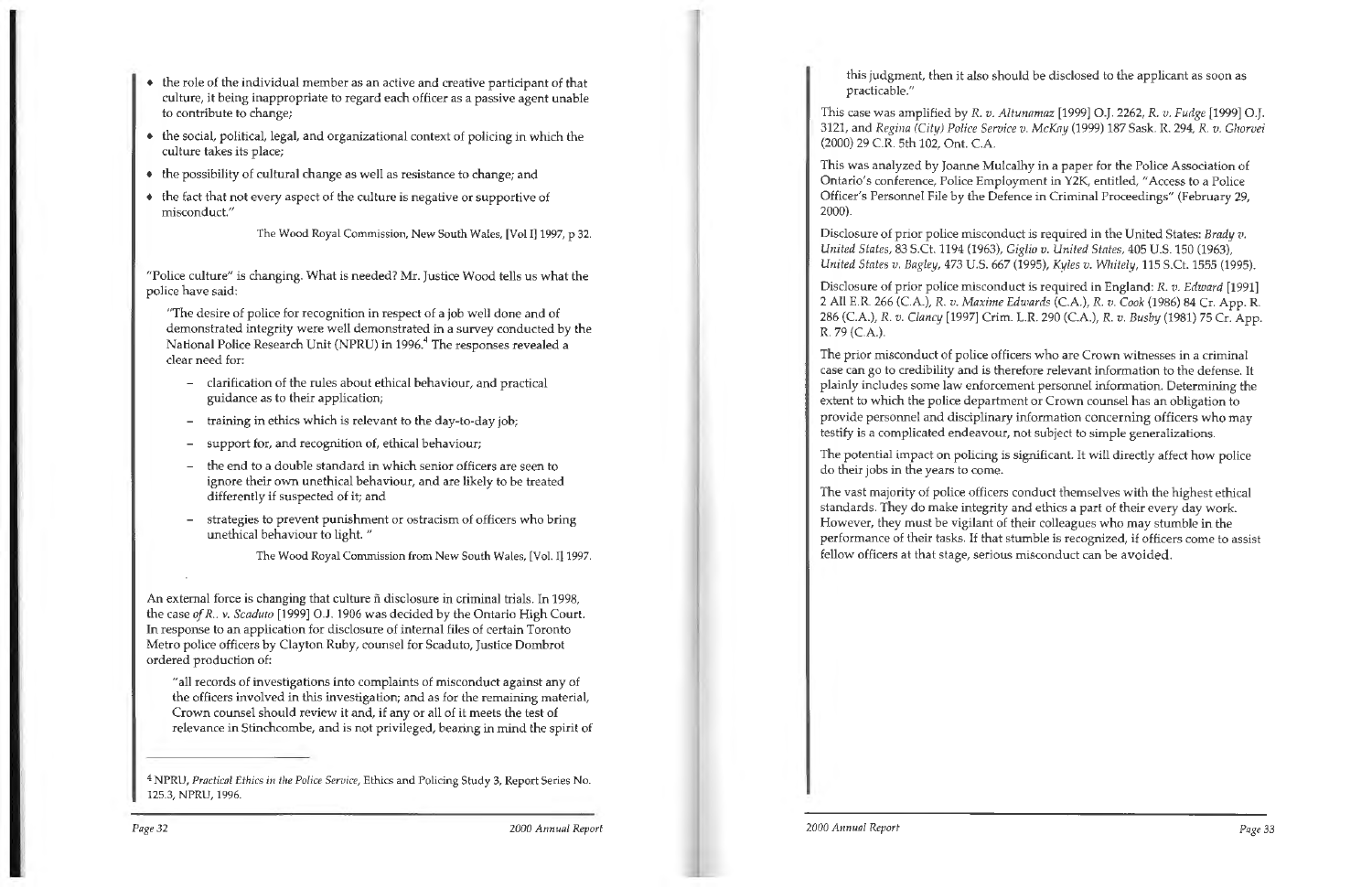- the role of the individual member as an active and creative participant of that culture, it being inappropriate to regard each officer as a passive agent unable to contribute to change;
- the social, political, legal, and organizational context of policing in which the culture takes its place;
- the possibility of cultural change as well as resistance to change; and
- the fact that not every aspect of the culture is negative or supportive of misconduct."

The Wood Royal Commission, New South Wales, [Vol I] 1997, p 32.

"Police culture" is changing. What is needed? Mr. Justice Wood tells us what the police have said:

> "The desire of police for recognition in respect of a job well done and of demonstrated integrity were well demonstrated in a survey conducted by the National Police Research Unit (NPRU) in 1996.[4] The responses revealed a clear need for:
>
> - clarification of the rules about ethical behaviour, and practical guidance as to their application;
> - training in ethics which is relevant to the day-to-day job;
> - support for, and recognition of, ethical behaviour;
> - the end to a double standard in which senior officers are seen to ignore their own unethical behaviour, and are likely to be treated differently if suspected of it; and
> - strategies to prevent punishment or ostracism of officers who bring unethical behaviour to light. "

The Wood Royal Commission from New South Wales, [Vol. I] 1997.

An external force is changing that culture ñ disclosure in criminal trials. In 1998, the case *of R.. v. Scaduto* [1999] O.J. 1906 was decided by the Ontario High Court. In response to an application for disclosure of internal files of certain Toronto Metro police officers by Clayton Ruby, counsel for Scaduto, Justice Dombrot ordered production of:

> "all records of investigations into complaints of misconduct against any of the officers involved in this investigation; and as for the remaining material, Crown counsel should review it and, if any or all of it meets the test of relevance in Stinchcombe, and is not privileged, bearing in mind the spirit of this judgment, then it also should be disclosed to the applicant as soon as practicable."

This case was amplified by *R. v. Altunamaz* [1999] O.J. 2262, *R. v. Fudge* [1999] O.J. 3121, and *Regina (City) Police Service v. McKay* (1999) 187 Sask. R. 294, *R. v. Ghorvei* (2000) 29 C.R. 5th 102, Ont. C.A.

This was analyzed by Joanne Mulcalhy in a paper for the Police Association of Ontario's conference, Police Employment in Y2K, entitled, "Access to a Police Officer's Personnel File by the Defence in Criminal Proceedings" (February 29, 2000).

Disclosure of prior police misconduct is required in the United States: *Brady v. United States*, 83 S.Ct. 1194 (1963), *Giglio v. United States*, 405 U.S. 150 (1963), *United States v. Bagley*, 473 U.S. 667 (1995), *Kyles v. Whitely*, 115 S.Ct. 1555 (1995).

Disclosure of prior police misconduct is required in England: *R. v. Edward* [1991] 2 All E.R. 266 (C.A.), *R. v. Maxime Edwards* (C.A.), *R. v. Cook* (1986) 84 Cr. App. R. 286 (C.A.), *R. v. Clancy* [1997] Crim. L.R. 290 (C.A.), *R. v. Busby* (1981) 75 Cr. App. R. 79 (C.A.).

The prior misconduct of police officers who are Crown witnesses in a criminal case can go to credibility and is therefore relevant information to the defense. It plainly includes some law enforcement personnel information. Determining the extent to which the police department or Crown counsel has an obligation to provide personnel and disciplinary information concerning officers who may testify is a complicated endeavour, not subject to simple generalizations.

The potential impact on policing is significant. It will directly affect how police do their jobs in the years to come.

The vast majority of police officers conduct themselves with the highest ethical standards. They do make integrity and ethics a part of their every day work. However, they must be vigilant of their colleagues who may stumble in the performance of their tasks. If that stumble is recognized, if officers come to assist fellow officers at that stage, serious misconduct can be avoided.

[4] NPRU, *Practical Ethics in the Police Service*, Ethics and Policing Study 3, Report Series No. 125.3, NPRU, 1996.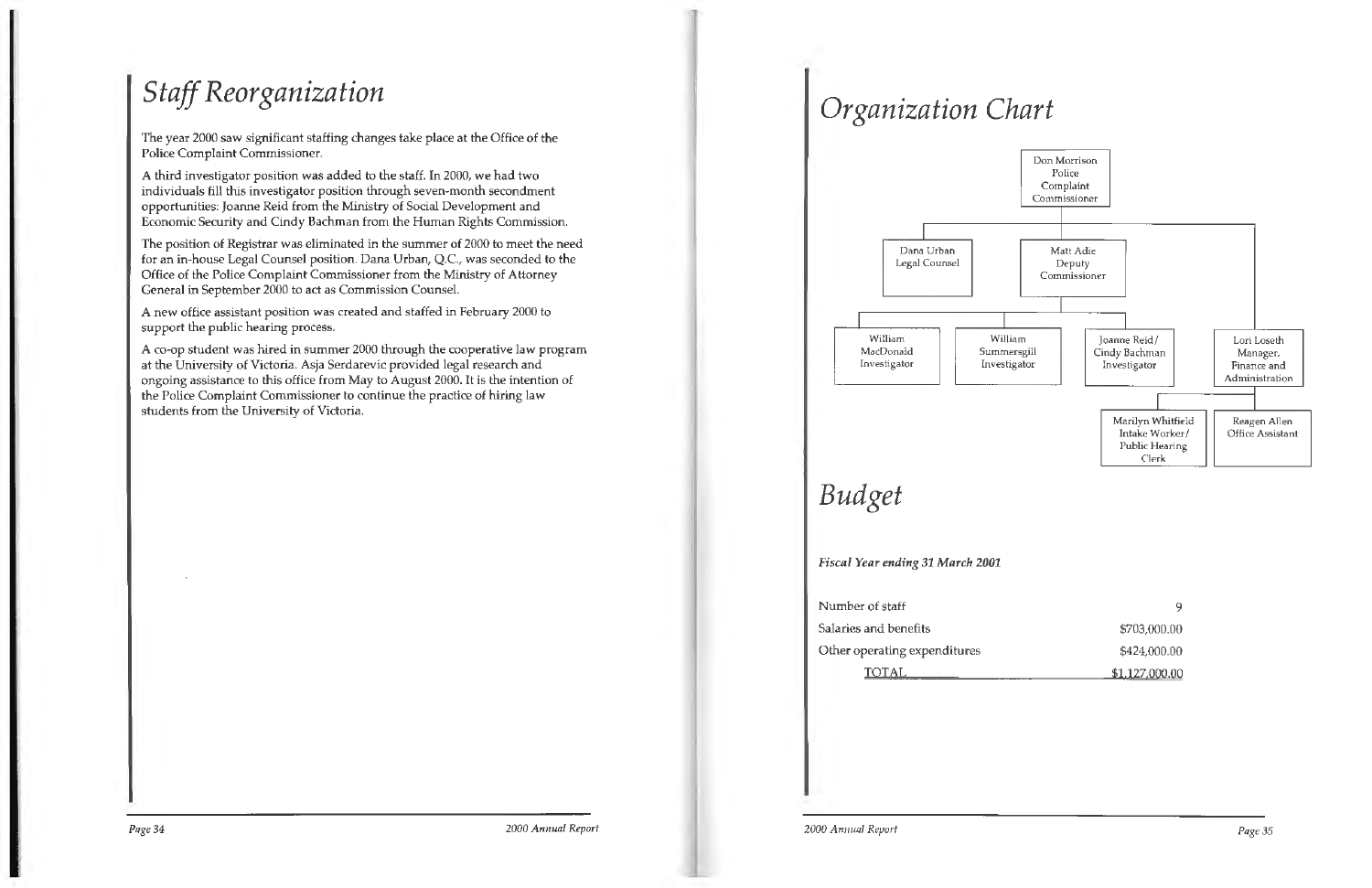# Staff Reorganization

The year 2000 saw significant staffing changes take place at the Office of the Police Complaint Commissioner.

A third investigator position was added to the staff. In 2000, we had two individuals fill this investigator position through seven-month secondment opportunities: Joanne Reid from the Ministry of Social Development and Economic Security and Cindy Bachman from the Human Rights Commission.

The position of Registrar was eliminated in the summer of 2000 to meet the need for an in-house Legal Counsel position. Dana Urban, Q.C., was seconded to the Office of the Police Complaint Commissioner from the Ministry of Attorney General in September 2000 to act as Commission Counsel.

A new office assistant position was created and staffed in February 2000 to support the public hearing process.

A co-op student was hired in summer 2000 through the cooperative law program at the University of Victoria. Asja Serdarevic provided legal research and ongoing assistance to this office from May to August 2000. It is the intention of the Police Complaint Commissioner to continue the practice of hiring law students from the University of Victoria.

# Organization Chart

- Don Morrison, Police Complaint Commissioner
  - Dana Urban, Legal Counsel
  - Matt Adie, Deputy Commissioner
    - William MacDonald, Investigator
    - William Summersgill, Investigator
    - Joanne Reid/Cindy Bachman, Investigator
  - Lori Loseth, Manager, Finance and Administration
    - Marilyn Whitfield, Intake Worker/Public Hearing Clerk
    - Reagen Allen, Office Assistant

# Budget

*Fiscal Year ending 31 March 2001*

| | |
|---|---|
| Number of staff | 9 |
| Salaries and benefits | $703,000.00 |
| Other operating expenditures | $424,000.00 |
| TOTAL | $1,127,000.00 |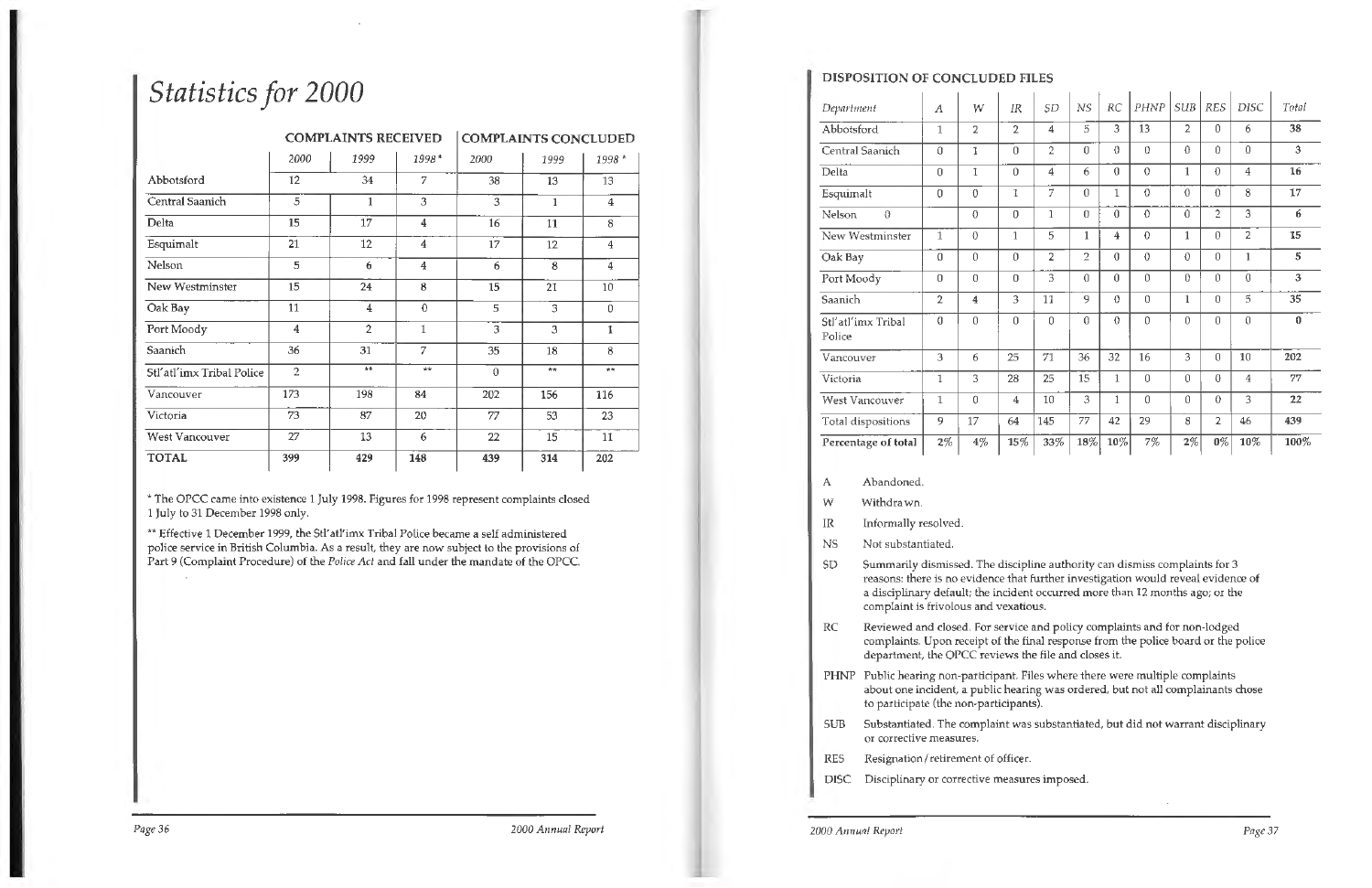# *Statistics for 2000*

| | COMPLAINTS RECEIVED | | | COMPLAINTS CONCLUDED | | |
|---|---|---|---|---|---|---|
| | *2000* | *1999* | *1998\** | *2000* | *1999* | *1998\** |
| Abbotsford | 12 | 34 | 7 | 38 | 13 | 13 |
| Central Saanich | 5 | 1 | 3 | 3 | 1 | 4 |
| Delta | 15 | 17 | 4 | 16 | 11 | 8 |
| Esquimalt | 21 | 12 | 4 | 17 | 12 | 4 |
| Nelson | 5 | 6 | 4 | 6 | 8 | 4 |
| New Westminster | 15 | 24 | 8 | 15 | 21 | 10 |
| Oak Bay | 11 | 4 | 0 | 5 | 3 | 0 |
| Port Moody | 4 | 2 | 1 | 3 | 3 | 1 |
| Saanich | 36 | 31 | 7 | 35 | 18 | 8 |
| Stl'atl'imx Tribal Police | 2 | \*\* | \*\* | 0 | \*\* | \*\* |
| Vancouver | 173 | 198 | 84 | 202 | 156 | 116 |
| Victoria | 73 | 87 | 20 | 77 | 53 | 23 |
| West Vancouver | 27 | 13 | 6 | 22 | 15 | 11 |
| **TOTAL** | **399** | **429** | **148** | **439** | **314** | **202** |

\* The OPCC came into existence 1 July 1998. Figures for 1998 represent complaints closed 1 July to 31 December 1998 only.

\*\* Effective 1 December 1999, the Stl'atl'imx Tribal Police became a self administered police service in British Columbia. As a result, they are now subject to the provisions of Part 9 (Complaint Procedure) of the *Police Act* and fall under the mandate of the OPCC.

### DISPOSITION OF CONCLUDED FILES

| *Department* | *A* | *W* | *IR* | *SD* | *NS* | *RC* | *PHNP* | *SUB* | *RES* | *DISC* | *Total* |
|---|---|---|---|---|---|---|---|---|---|---|---|
| Abbotsford | 1 | 2 | 2 | 4 | 5 | 3 | 13 | 2 | 0 | 6 | **38** |
| Central Saanich | 0 | 1 | 0 | 2 | 0 | 0 | 0 | 0 | 0 | 0 | **3** |
| Delta | 0 | 1 | 0 | 4 | 6 | 0 | 0 | 1 | 0 | 4 | **16** |
| Esquimalt | 0 | 0 | 1 | 7 | 0 | 1 | 0 | 0 | 0 | 8 | **17** |
| Nelson | 0 | 0 | 0 | 1 | 0 | 0 | 0 | 0 | 2 | 3 | **6** |
| New Westminster | 1 | 0 | 1 | 5 | 1 | 4 | 0 | 1 | 0 | 2 | **15** |
| Oak Bay | 0 | 0 | 0 | 2 | 2 | 0 | 0 | 0 | 0 | 1 | **5** |
| Port Moody | 0 | 0 | 0 | 3 | 0 | 0 | 0 | 0 | 0 | 0 | **3** |
| Saanich | 2 | 4 | 3 | 11 | 9 | 0 | 0 | 1 | 0 | 5 | **35** |
| Stl'atl'imx Tribal Police | 0 | 0 | 0 | 0 | 0 | 0 | 0 | 0 | 0 | 0 | **0** |
| Vancouver | 3 | 6 | 25 | 71 | 36 | 32 | 16 | 3 | 0 | 10 | **202** |
| Victoria | 1 | 3 | 28 | 25 | 15 | 1 | 0 | 0 | 0 | 4 | **77** |
| West Vancouver | 1 | 0 | 4 | 10 | 3 | 1 | 0 | 0 | 0 | 3 | **22** |
| Total dispositions | 9 | 17 | 64 | 145 | 77 | 42 | 29 | 8 | 2 | 46 | 439 |
| **Percentage of total** | **2%** | **4%** | **15%** | **33%** | **18%** | **10%** | **7%** | **2%** | **0%** | **10%** | **100%** |

A Abandoned.

W Withdrawn.

IR Informally resolved.

NS Not substantiated.

SD Summarily dismissed. The discipline authority can dismiss complaints for 3 reasons: there is no evidence that further investigation would reveal evidence of a disciplinary default; the incident occurred more than 12 months ago; or the complaint is frivolous and vexatious.

RC Reviewed and closed. For service and policy complaints and for non-lodged complaints. Upon receipt of the final response from the police board or the police department, the OPCC reviews the file and closes it.

PHNP Public hearing non-participant. Files where there were multiple complaints about one incident, a public hearing was ordered, but not all complainants chose to participate (the non-participants).

SUB Substantiated. The complaint was substantiated, but did not warrant disciplinary or corrective measures.

RES Resignation / retirement of officer.

DISC Disciplinary or corrective measures imposed.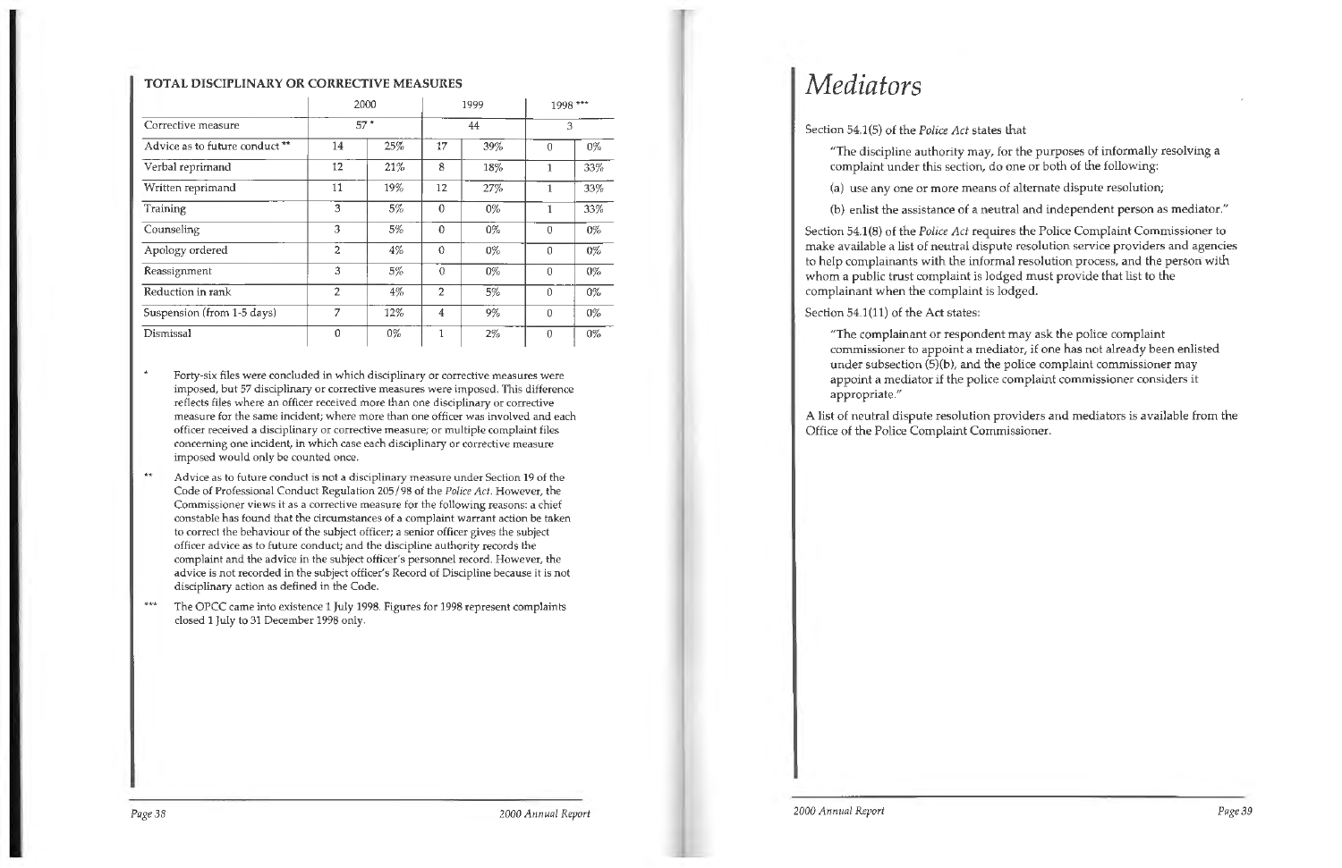### TOTAL DISCIPLINARY OR CORRECTIVE MEASURES

| | 2000 | | 1999 | | 1998 *** | |
|---|---|---|---|---|---|---|
| Corrective measure | 57 * | | 44 | | 3 | |
| Advice as to future conduct ** | 14 | 25% | 17 | 39% | 0 | 0% |
| Verbal reprimand | 12 | 21% | 8 | 18% | 1 | 33% |
| Written reprimand | 11 | 19% | 12 | 27% | 1 | 33% |
| Training | 3 | 5% | 0 | 0% | 1 | 33% |
| Counseling | 3 | 5% | 0 | 0% | 0 | 0% |
| Apology ordered | 2 | 4% | 0 | 0% | 0 | 0% |
| Reassignment | 3 | 5% | 0 | 0% | 0 | 0% |
| Reduction in rank | 2 | 4% | 2 | 5% | 0 | 0% |
| Suspension (from 1-5 days) | 7 | 12% | 4 | 9% | 0 | 0% |
| Dismissal | 0 | 0% | 1 | 2% | 0 | 0% |

\* Forty-six files were concluded in which disciplinary or corrective measures were imposed, but 57 disciplinary or corrective measures were imposed. This difference reflects files where an officer received more than one disciplinary or corrective measure for the same incident; where more than one officer was involved and each officer received a disciplinary or corrective measure; or multiple complaint files concerning one incident, in which case each disciplinary or corrective measure imposed would only be counted once.

\** Advice as to future conduct is not a disciplinary measure under Section 19 of the Code of Professional Conduct Regulation 205/98 of the *Police Act*. However, the Commissioner views it as a corrective measure for the following reasons: a chief constable has found that the circumstances of a complaint warrant action be taken to correct the behaviour of the subject officer; a senior officer gives the subject officer advice as to future conduct; and the discipline authority records the complaint and the advice in the subject officer's personnel record. However, the advice is not recorded in the subject officer's Record of Discipline because it is not disciplinary action as defined in the Code.

\*** The OPCC came into existence 1 July 1998. Figures for 1998 represent complaints closed 1 July to 31 December 1998 only.

# *Mediators*

Section 54.1(5) of the *Police Act* states that

> "The discipline authority may, for the purposes of informally resolving a complaint under this section, do one or both of the following:
>
> (a) use any one or more means of alternate dispute resolution;
>
> (b) enlist the assistance of a neutral and independent person as mediator."

Section 54.1(8) of the *Police Act* requires the Police Complaint Commissioner to make available a list of neutral dispute resolution service providers and agencies to help complainants with the informal resolution process, and the person with whom a public trust complaint is lodged must provide that list to the complainant when the complaint is lodged.

Section 54.1(11) of the Act states:

> "The complainant or respondent may ask the police complaint commissioner to appoint a mediator, if one has not already been enlisted under subsection (5)(b), and the police complaint commissioner may appoint a mediator if the police complaint commissioner considers it appropriate."

A list of neutral dispute resolution providers and mediators is available from the Office of the Police Complaint Commissioner.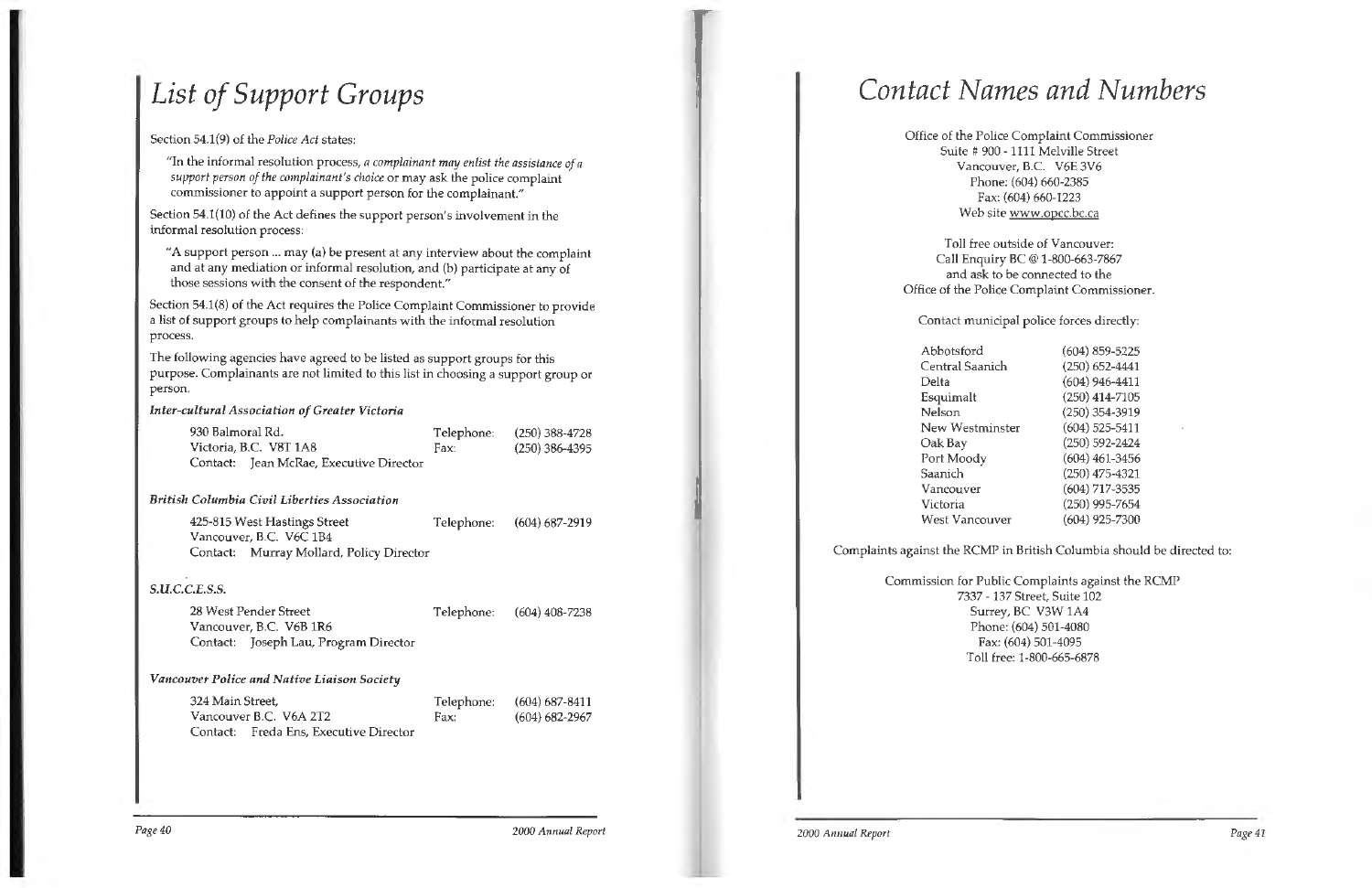# List of Support Groups

Section 54.1(9) of the *Police Act* states:

> "In the informal resolution process, *a complainant may enlist the assistance of a support person of the complainant's choice* or may ask the police complaint commissioner to appoint a support person for the complainant."

Section 54.1(10) of the Act defines the support person's involvement in the informal resolution process:

> "A support person ... may (a) be present at any interview about the complaint and at any mediation or informal resolution, and (b) participate at any of those sessions with the consent of the respondent."

Section 54.1(8) of the Act requires the Police Complaint Commissioner to provide a list of support groups to help complainants with the informal resolution process.

The following agencies have agreed to be listed as support groups for this purpose. Complainants are not limited to this list in choosing a support group or person.

### *Inter-cultural Association of Greater Victoria*

| | | |
|---|---|---|
| 930 Balmoral Rd. | Telephone: | (250) 388-4728 |
| Victoria, B.C. V8T 1A8 | Fax: | (250) 386-4395 |
| Contact: Jean McRae, Executive Director | | |

### *British Columbia Civil Liberties Association*

| | | |
|---|---|---|
| 425-815 West Hastings Street | Telephone: | (604) 687-2919 |
| Vancouver, B.C. V6C 1B4 | | |
| Contact: Murray Mollard, Policy Director | | |

### *S.U.C.C.E.S.S.*

| | | |
|---|---|---|
| 28 West Pender Street | Telephone: | (604) 408-7238 |
| Vancouver, B.C. V6B 1R6 | | |
| Contact: Joseph Lau, Program Director | | |

### *Vancouver Police and Native Liaison Society*

| | | |
|---|---|---|
| 324 Main Street, | Telephone: | (604) 687-8411 |
| Vancouver B.C. V6A 2T2 | Fax: | (604) 682-2967 |
| Contact: Freda Ens, Executive Director | | |

# Contact Names and Numbers

Office of the Police Complaint Commissioner
Suite # 900 - 1111 Melville Street
Vancouver, B.C. V6E 3V6
Phone: (604) 660-2385
Fax: (604) 660-1223
Web site www.opcc.bc.ca

Toll free outside of Vancouver:
Call Enquiry BC @ 1-800-663-7867
and ask to be connected to the
Office of the Police Complaint Commissioner.

Contact municipal police forces directly:

| | |
|---|---|
| Abbotsford | (604) 859-5225 |
| Central Saanich | (250) 652-4441 |
| Delta | (604) 946-4411 |
| Esquimalt | (250) 414-7105 |
| Nelson | (250) 354-3919 |
| New Westminster | (604) 525-5411 |
| Oak Bay | (250) 592-2424 |
| Port Moody | (604) 461-3456 |
| Saanich | (250) 475-4321 |
| Vancouver | (604) 717-3535 |
| Victoria | (250) 995-7654 |
| West Vancouver | (604) 925-7300 |

Complaints against the RCMP in British Columbia should be directed to:

Commission for Public Complaints against the RCMP
7337 - 137 Street, Suite 102
Surrey, BC V3W 1A4
Phone: (604) 501-4080
Fax: (604) 501-4095
Toll free: 1-800-665-6878